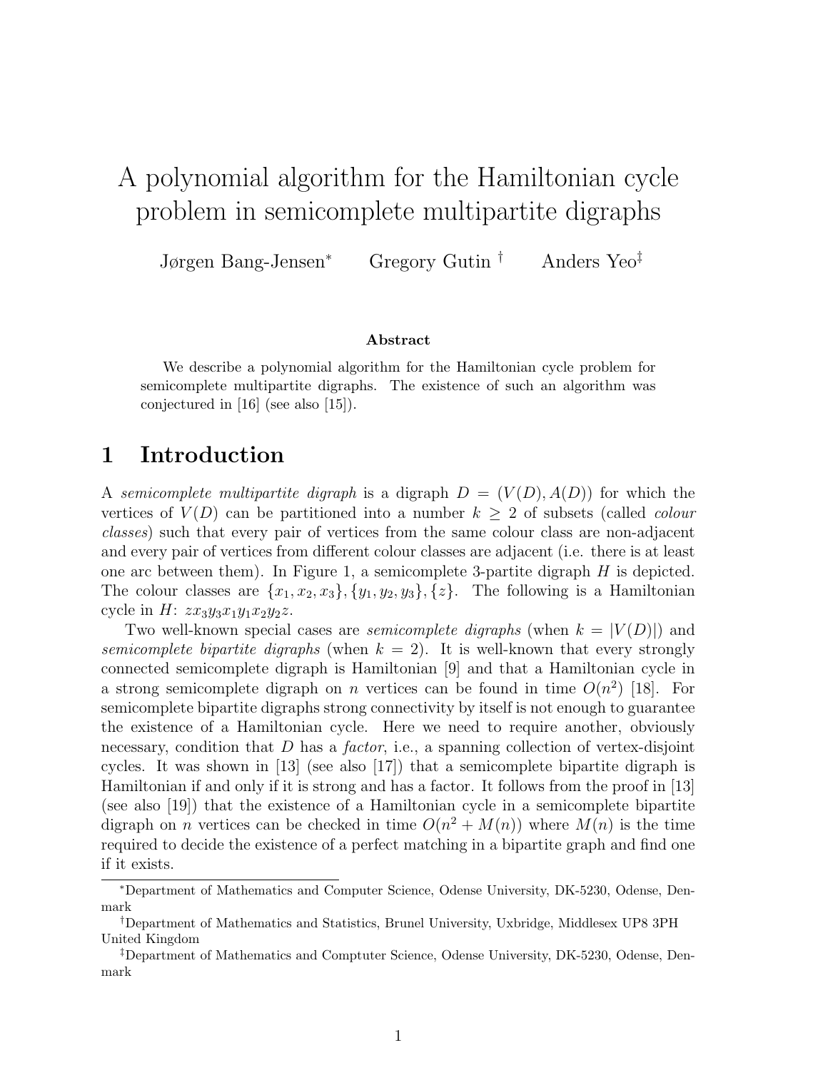# A polynomial algorithm for the Hamiltonian cycle problem in semicomplete multipartite digraphs

Jørgen Bang-Jensen[*] Gregory Gutin[†] Anders Yeo[‡]

### Abstract

We describe a polynomial algorithm for the Hamiltonian cycle problem for semicomplete multipartite digraphs. The existence of such an algorithm was conjectured in [16] (see also [15]).

## 1 Introduction

A *semicomplete multipartite digraph* is a digraph $D = (V(D), A(D))$ for which the vertices of $V(D)$ can be partitioned into a number $k \geq 2$ of subsets (called *colour classes*) such that every pair of vertices from the same colour class are non-adjacent and every pair of vertices from different colour classes are adjacent (i.e. there is at least one arc between them). In Figure 1, a semicomplete 3-partite digraph $H$ is depicted. The colour classes are $\{x_1, x_2, x_3\}, \{y_1, y_2, y_3\}, \{z\}$. The following is a Hamiltonian cycle in $H$: $zx_3y_3x_1y_1x_2y_2z$.

Two well-known special cases are *semicomplete digraphs* (when $k = |V(D)|$) and *semicomplete bipartite digraphs* (when $k = 2$). It is well-known that every strongly connected semicomplete digraph is Hamiltonian [9] and that a Hamiltonian cycle in a strong semicomplete digraph on $n$ vertices can be found in time $O(n^2)$ [18]. For semicomplete bipartite digraphs strong connectivity by itself is not enough to guarantee the existence of a Hamiltonian cycle. Here we need to require another, obviously necessary, condition that $D$ has a *factor*, i.e., a spanning collection of vertex-disjoint cycles. It was shown in [13] (see also [17]) that a semicomplete bipartite digraph is Hamiltonian if and only if it is strong and has a factor. It follows from the proof in [13] (see also [19]) that the existence of a Hamiltonian cycle in a semicomplete bipartite digraph on $n$ vertices can be checked in time $O(n^2 + M(n))$ where $M(n)$ is the time required to decide the existence of a perfect matching in a bipartite graph and find one if it exists.

---

[*]Department of Mathematics and Computer Science, Odense University, DK-5230, Odense, Denmark

[†]Department of Mathematics and Statistics, Brunel University, Uxbridge, Middlesex UP8 3PH United Kingdom

[‡]Department of Mathematics and Comptuter Science, Odense University, DK-5230, Odense, Denmark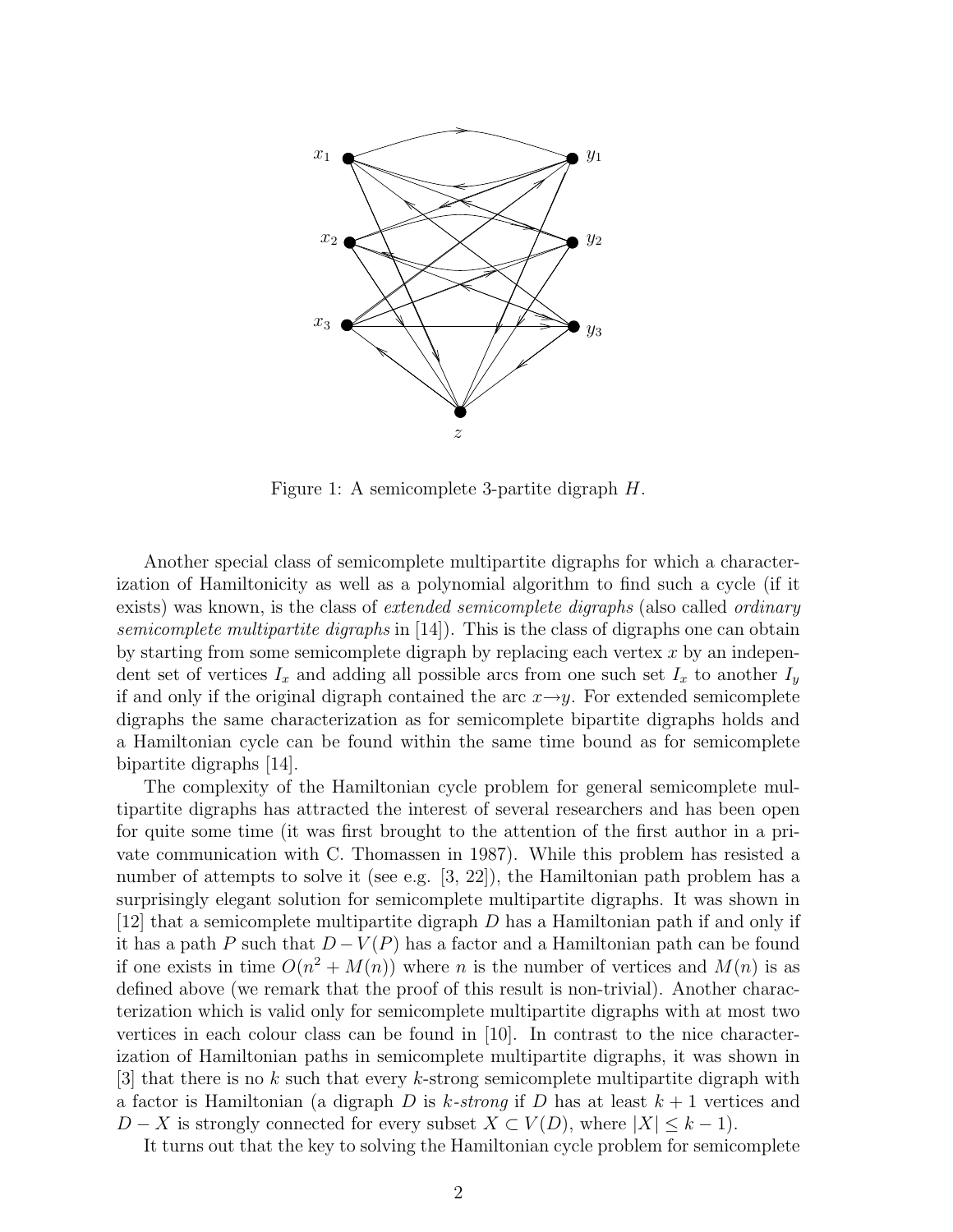Figure 1: A semicomplete 3-partite digraph $H$.

Another special class of semicomplete multipartite digraphs for which a characterization of Hamiltonicity as well as a polynomial algorithm to find such a cycle (if it exists) was known, is the class of *extended semicomplete digraphs* (also called *ordinary semicomplete multipartite digraphs* in [14]). This is the class of digraphs one can obtain by starting from some semicomplete digraph by replacing each vertex $x$ by an independent set of vertices $I_x$ and adding all possible arcs from one such set $I_x$ to another $I_y$ if and only if the original digraph contained the arc $x \rightarrow y$. For extended semicomplete digraphs the same characterization as for semicomplete bipartite digraphs holds and a Hamiltonian cycle can be found within the same time bound as for semicomplete bipartite digraphs [14].

The complexity of the Hamiltonian cycle problem for general semicomplete multipartite digraphs has attracted the interest of several researchers and has been open for quite some time (it was first brought to the attention of the first author in a private communication with C. Thomassen in 1987). While this problem has resisted a number of attempts to solve it (see e.g. [3, 22]), the Hamiltonian path problem has a surprisingly elegant solution for semicomplete multipartite digraphs. It was shown in [12] that a semicomplete multipartite digraph $D$ has a Hamiltonian path if and only if it has a path $P$ such that $D - V(P)$ has a factor and a Hamiltonian path can be found if one exists in time $O(n^2 + M(n))$ where $n$ is the number of vertices and $M(n)$ is as defined above (we remark that the proof of this result is non-trivial). Another characterization which is valid only for semicomplete multipartite digraphs with at most two vertices in each colour class can be found in [10]. In contrast to the nice characterization of Hamiltonian paths in semicomplete multipartite digraphs, it was shown in [3] that there is no $k$ such that every $k$-strong semicomplete multipartite digraph with a factor is Hamiltonian (a digraph $D$ is *$k$-strong* if $D$ has at least $k + 1$ vertices and $D - X$ is strongly connected for every subset $X \subset V(D)$, where $|X| \leq k - 1$).

It turns out that the key to solving the Hamiltonian cycle problem for semicomplete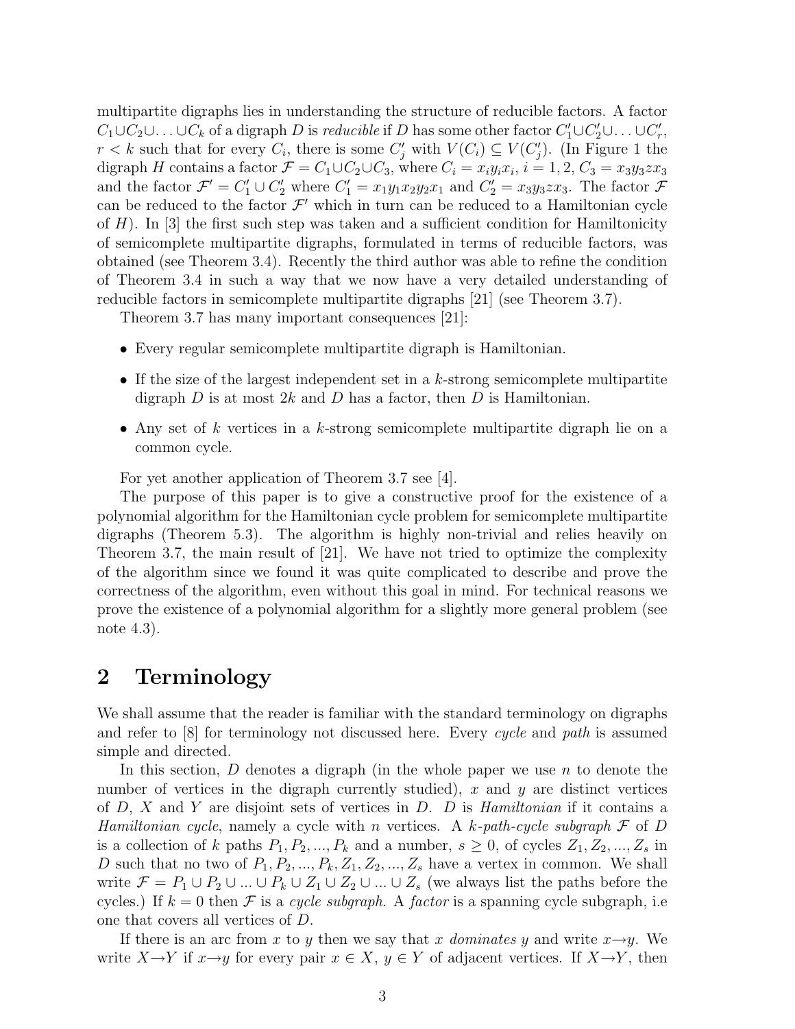multipartite digraphs lies in understanding the structure of reducible factors. A factor $C_1 \cup C_2 \cup \ldots \cup C_k$ of a digraph $D$ is *reducible* if $D$ has some other factor $C'_1 \cup C'_2 \cup \ldots \cup C'_r$, $r < k$ such that for every $C_i$, there is some $C'_j$ with $V(C_i) \subseteq V(C'_j)$. (In Figure 1 the digraph $H$ contains a factor $\mathcal{F} = C_1 \cup C_2 \cup C_3$, where $C_i = x_i y_i x_i$, $i = 1, 2$, $C_3 = x_3 y_3 z x_3$ and the factor $\mathcal{F}' = C'_1 \cup C'_2$ where $C'_1 = x_1 y_1 x_2 y_2 x_1$ and $C'_2 = x_3 y_3 z x_3$. The factor $\mathcal{F}$ can be reduced to the factor $\mathcal{F}'$ which in turn can be reduced to a Hamiltonian cycle of $H$). In [3] the first such step was taken and a sufficient condition for Hamiltonicity of semicomplete multipartite digraphs, formulated in terms of reducible factors, was obtained (see Theorem 3.4). Recently the third author was able to refine the condition of Theorem 3.4 in such a way that we now have a very detailed understanding of reducible factors in semicomplete multipartite digraphs [21] (see Theorem 3.7).

Theorem 3.7 has many important consequences [21]:

- Every regular semicomplete multipartite digraph is Hamiltonian.
- If the size of the largest independent set in a $k$-strong semicomplete multipartite digraph $D$ is at most $2k$ and $D$ has a factor, then $D$ is Hamiltonian.
- Any set of $k$ vertices in a $k$-strong semicomplete multipartite digraph lie on a common cycle.

For yet another application of Theorem 3.7 see [4].

The purpose of this paper is to give a constructive proof for the existence of a polynomial algorithm for the Hamiltonian cycle problem for semicomplete multipartite digraphs (Theorem 5.3). The algorithm is highly non-trivial and relies heavily on Theorem 3.7, the main result of [21]. We have not tried to optimize the complexity of the algorithm since we found it was quite complicated to describe and prove the correctness of the algorithm, even without this goal in mind. For technical reasons we prove the existence of a polynomial algorithm for a slightly more general problem (see note 4.3).

# 2 Terminology

We shall assume that the reader is familiar with the standard terminology on digraphs and refer to [8] for terminology not discussed here. Every *cycle* and *path* is assumed simple and directed.

In this section, $D$ denotes a digraph (in the whole paper we use $n$ to denote the number of vertices in the digraph currently studied), $x$ and $y$ are distinct vertices of $D$, $X$ and $Y$ are disjoint sets of vertices in $D$. $D$ is *Hamiltonian* if it contains a *Hamiltonian cycle*, namely a cycle with $n$ vertices. A *$k$-path-cycle subgraph* $\mathcal{F}$ of $D$ is a collection of $k$ paths $P_1, P_2, ..., P_k$ and a number, $s \geq 0$, of cycles $Z_1, Z_2, ..., Z_s$ in $D$ such that no two of $P_1, P_2, ..., P_k, Z_1, Z_2, ..., Z_s$ have a vertex in common. We shall write $\mathcal{F} = P_1 \cup P_2 \cup ... \cup P_k \cup Z_1 \cup Z_2 \cup ... \cup Z_s$ (we always list the paths before the cycles.) If $k = 0$ then $\mathcal{F}$ is a *cycle subgraph*. A *factor* is a spanning cycle subgraph, i.e one that covers all vertices of $D$.

If there is an arc from $x$ to $y$ then we say that $x$ *dominates* $y$ and write $x \rightarrow y$. We write $X \rightarrow Y$ if $x \rightarrow y$ for every pair $x \in X$, $y \in Y$ of adjacent vertices. If $X \rightarrow Y$, then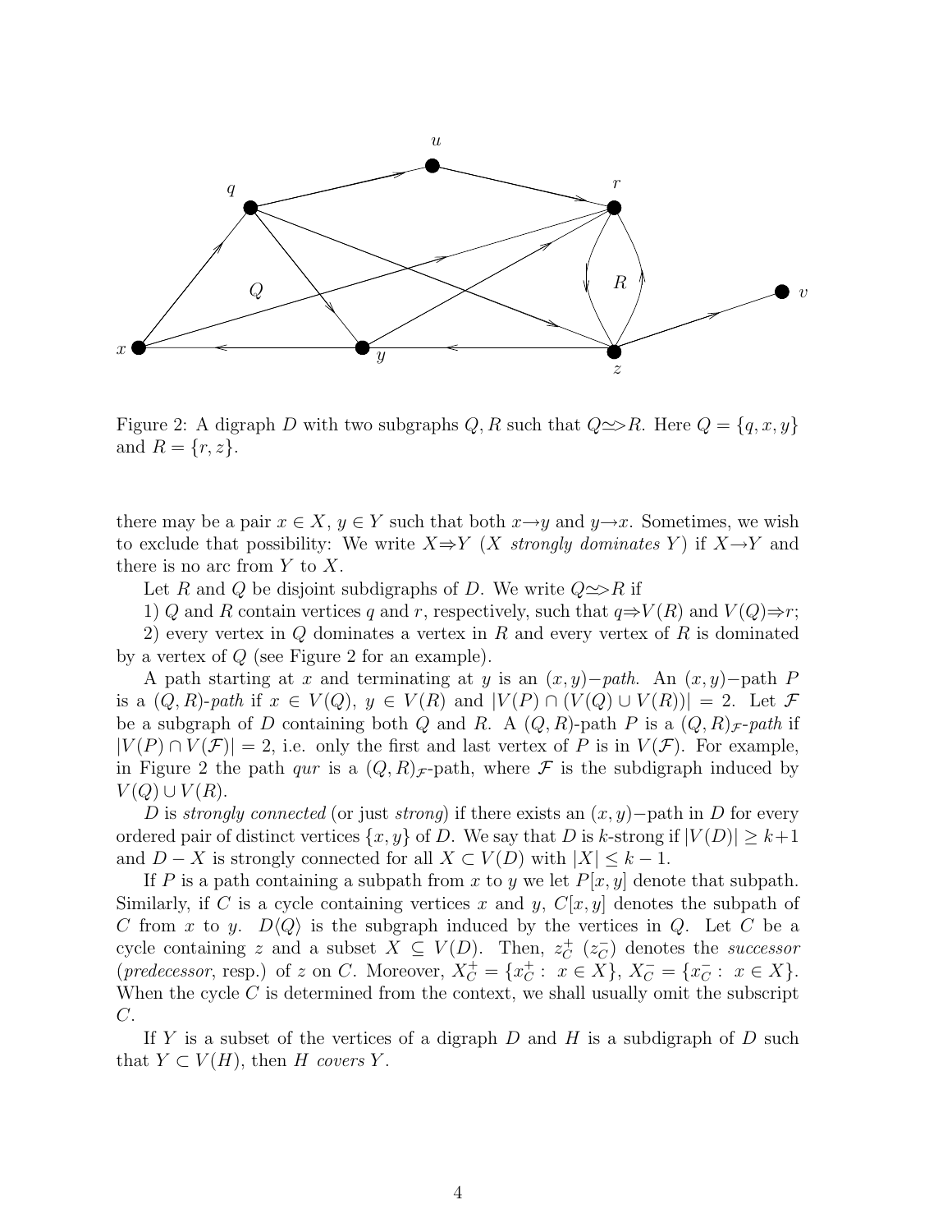Figure 2: A digraph $D$ with two subgraphs $Q, R$ such that $Q \succsim\!> R$. Here $Q = \{q, x, y\}$ and $R = \{r, z\}$.

there may be a pair $x \in X$, $y \in Y$ such that both $x \to y$ and $y \to x$. Sometimes, we wish to exclude that possibility: We write $X \Rightarrow Y$ ($X$ *strongly dominates* $Y$) if $X \to Y$ and there is no arc from $Y$ to $X$.

Let $R$ and $Q$ be disjoint subdigraphs of $D$. We write $Q \succsim\!> R$ if

1) $Q$ and $R$ contain vertices $q$ and $r$, respectively, such that $q \Rightarrow V(R)$ and $V(Q) \Rightarrow r$;

2) every vertex in $Q$ dominates a vertex in $R$ and every vertex of $R$ is dominated by a vertex of $Q$ (see Figure 2 for an example).

A path starting at $x$ and terminating at $y$ is an $(x, y)-$*path*. An $(x, y)-$path $P$ is a $(Q, R)$-*path* if $x \in V(Q)$, $y \in V(R)$ and $|V(P) \cap (V(Q) \cup V(R))| = 2$. Let $\mathcal{F}$ be a subgraph of $D$ containing both $Q$ and $R$. A $(Q, R)$-path $P$ is a $(Q, R)_{\mathcal{F}}$-*path* if $|V(P) \cap V(\mathcal{F})| = 2$, i.e. only the first and last vertex of $P$ is in $V(\mathcal{F})$. For example, in Figure 2 the path $qur$ is a $(Q, R)_{\mathcal{F}}$-path, where $\mathcal{F}$ is the subdigraph induced by $V(Q) \cup V(R)$.

$D$ is *strongly connected* (or just *strong*) if there exists an $(x, y)-$path in $D$ for every ordered pair of distinct vertices $\{x, y\}$ of $D$. We say that $D$ is $k$-strong if $|V(D)| \geq k+1$ and $D - X$ is strongly connected for all $X \subset V(D)$ with $|X| \leq k - 1$.

If $P$ is a path containing a subpath from $x$ to $y$ we let $P[x, y]$ denote that subpath. Similarly, if $C$ is a cycle containing vertices $x$ and $y$, $C[x, y]$ denotes the subpath of $C$ from $x$ to $y$. $D\langle Q \rangle$ is the subgraph induced by the vertices in $Q$. Let $C$ be a cycle containing $z$ and a subset $X \subseteq V(D)$. Then, $z^+_C$ ($z^-_C$) denotes the *successor* (*predecessor*, resp.) of $z$ on $C$. Moreover, $X^+_C = \{x^+_C : \ x \in X\}$, $X^-_C = \{x^-_C : \ x \in X\}$. When the cycle $C$ is determined from the context, we shall usually omit the subscript $C$.

If $Y$ is a subset of the vertices of a digraph $D$ and $H$ is a subdigraph of $D$ such that $Y \subset V(H)$, then $H$ *covers* $Y$.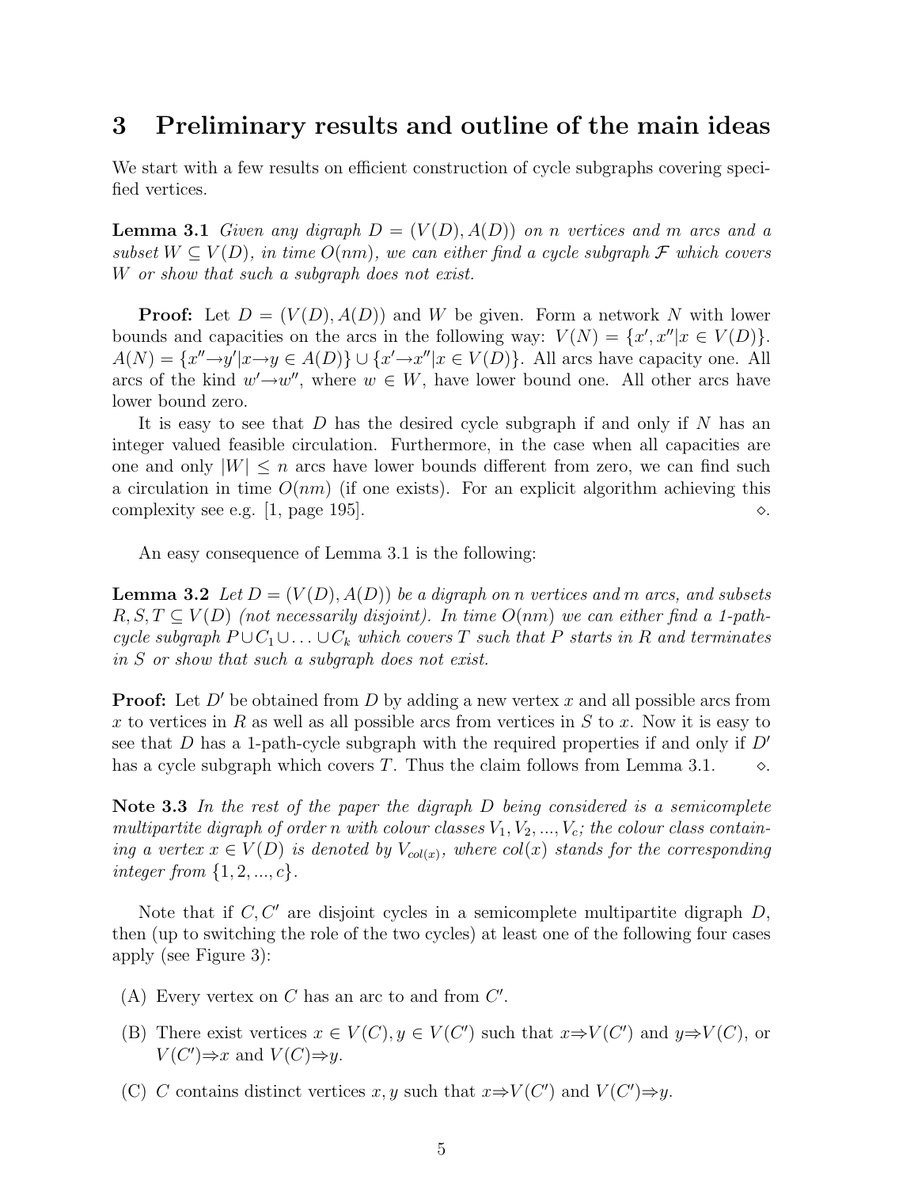## 3 Preliminary results and outline of the main ideas

We start with a few results on efficient construction of cycle subgraphs covering specified vertices.

**Lemma 3.1** *Given any digraph $D = (V(D), A(D))$ on $n$ vertices and $m$ arcs and a subset $W \subseteq V(D)$, in time $O(nm)$, we can either find a cycle subgraph $\mathcal{F}$ which covers $W$ or show that such a subgraph does not exist.*

**Proof:** Let $D = (V(D), A(D))$ and $W$ be given. Form a network $N$ with lower bounds and capacities on the arcs in the following way: $V(N) = \{x', x'' | x \in V(D)\}$. $A(N) = \{x'' \rightarrow y' | x \rightarrow y \in A(D)\} \cup \{x' \rightarrow x'' | x \in V(D)\}$. All arcs have capacity one. All arcs of the kind $w' \rightarrow w''$, where $w \in W$, have lower bound one. All other arcs have lower bound zero.

It is easy to see that $D$ has the desired cycle subgraph if and only if $N$ has an integer valued feasible circulation. Furthermore, in the case when all capacities are one and only $|W| \leq n$ arcs have lower bounds different from zero, we can find such a circulation in time $O(nm)$ (if one exists). For an explicit algorithm achieving this complexity see e.g. [1, page 195]. $\diamond$.

An easy consequence of Lemma 3.1 is the following:

**Lemma 3.2** *Let $D = (V(D), A(D))$ be a digraph on $n$ vertices and $m$ arcs, and subsets $R, S, T \subseteq V(D)$ (not necessarily disjoint). In time $O(nm)$ we can either find a 1-path-cycle subgraph $P \cup C_1 \cup \ldots \cup C_k$ which covers $T$ such that $P$ starts in $R$ and terminates in $S$ or show that such a subgraph does not exist.*

**Proof:** Let $D'$ be obtained from $D$ by adding a new vertex $x$ and all possible arcs from $x$ to vertices in $R$ as well as all possible arcs from vertices in $S$ to $x$. Now it is easy to see that $D$ has a 1-path-cycle subgraph with the required properties if and only if $D'$ has a cycle subgraph which covers $T$. Thus the claim follows from Lemma 3.1. $\diamond$.

**Note 3.3** *In the rest of the paper the digraph $D$ being considered is a semicomplete multipartite digraph of order $n$ with colour classes $V_1, V_2, ..., V_c$; the colour class containing a vertex $x \in V(D)$ is denoted by $V_{col(x)}$, where $col(x)$ stands for the corresponding integer from $\{1, 2, ..., c\}$.*

Note that if $C, C'$ are disjoint cycles in a semicomplete multipartite digraph $D$, then (up to switching the role of the two cycles) at least one of the following four cases apply (see Figure 3):

- (A) Every vertex on $C$ has an arc to and from $C'$.
- (B) There exist vertices $x \in V(C), y \in V(C')$ such that $x \Rightarrow V(C')$ and $y \Rightarrow V(C)$, or $V(C') \Rightarrow x$ and $V(C) \Rightarrow y$.
- (C) $C$ contains distinct vertices $x, y$ such that $x \Rightarrow V(C')$ and $V(C') \Rightarrow y$.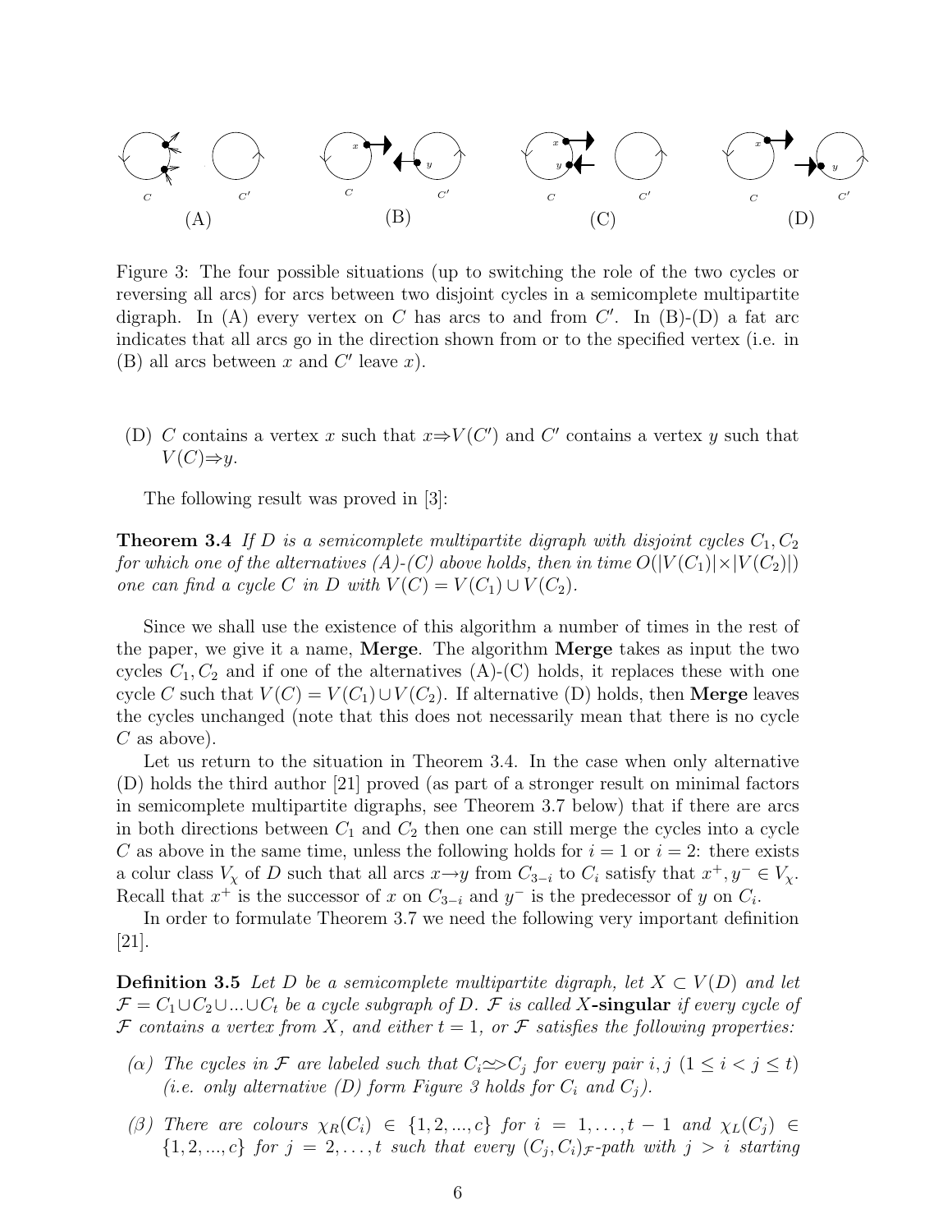Figure 3: The four possible situations (up to switching the role of the two cycles or reversing all arcs) for arcs between two disjoint cycles in a semicomplete multipartite digraph. In (A) every vertex on $C$ has arcs to and from $C'$. In (B)-(D) a fat arc indicates that all arcs go in the direction shown from or to the specified vertex (i.e. in (B) all arcs between $x$ and $C'$ leave $x$).

(D) $C$ contains a vertex $x$ such that $x \Rightarrow V(C')$ and $C'$ contains a vertex $y$ such that $V(C) \Rightarrow y$.

The following result was proved in [3]:

**Theorem 3.4** *If $D$ is a semicomplete multipartite digraph with disjoint cycles $C_1, C_2$ for which one of the alternatives (A)-(C) above holds, then in time $O(|V(C_1)| \times |V(C_2)|)$ one can find a cycle $C$ in $D$ with $V(C) = V(C_1) \cup V(C_2)$.*

Since we shall use the existence of this algorithm a number of times in the rest of the paper, we give it a name, **Merge**. The algorithm **Merge** takes as input the two cycles $C_1, C_2$ and if one of the alternatives (A)-(C) holds, it replaces these with one cycle $C$ such that $V(C) = V(C_1) \cup V(C_2)$. If alternative (D) holds, then **Merge** leaves the cycles unchanged (note that this does not necessarily mean that there is no cycle $C$ as above).

Let us return to the situation in Theorem 3.4. In the case when only alternative (D) holds the third author [21] proved (as part of a stronger result on minimal factors in semicomplete multipartite digraphs, see Theorem 3.7 below) that if there are arcs in both directions between $C_1$ and $C_2$ then one can still merge the cycles into a cycle $C$ as above in the same time, unless the following holds for $i = 1$ or $i = 2$: there exists a colur class $V_\chi$ of $D$ such that all arcs $x \rightarrow y$ from $C_{3-i}$ to $C_i$ satisfy that $x^+, y^- \in V_\chi$. Recall that $x^+$ is the successor of $x$ on $C_{3-i}$ and $y^-$ is the predecessor of $y$ on $C_i$.

In order to formulate Theorem 3.7 we need the following very important definition [21].

**Definition 3.5** *Let $D$ be a semicomplete multipartite digraph, let $X \subset V(D)$ and let $\mathcal{F} = C_1 \cup C_2 \cup ... \cup C_t$ be a cycle subgraph of $D$. $\mathcal{F}$ is called* **$X$-singular** *if every cycle of $\mathcal{F}$ contains a vertex from $X$, and either $t = 1$, or $\mathcal{F}$ satisfies the following properties:*

- ($\alpha$) *The cycles in $\mathcal{F}$ are labeled such that $C_i \rightsquigarrow C_j$ for every pair $i, j$ ($1 \leq i < j \leq t$) (i.e. only alternative (D) form Figure 3 holds for $C_i$ and $C_j$).*
- ($\beta$) *There are colours $\chi_R(C_i) \in \{1, 2, ..., c\}$ for $i = 1, \ldots, t-1$ and $\chi_L(C_j) \in \{1, 2, ..., c\}$ for $j = 2, \ldots, t$ such that every $(C_j, C_i)_{\mathcal{F}}$-path with $j > i$ starting*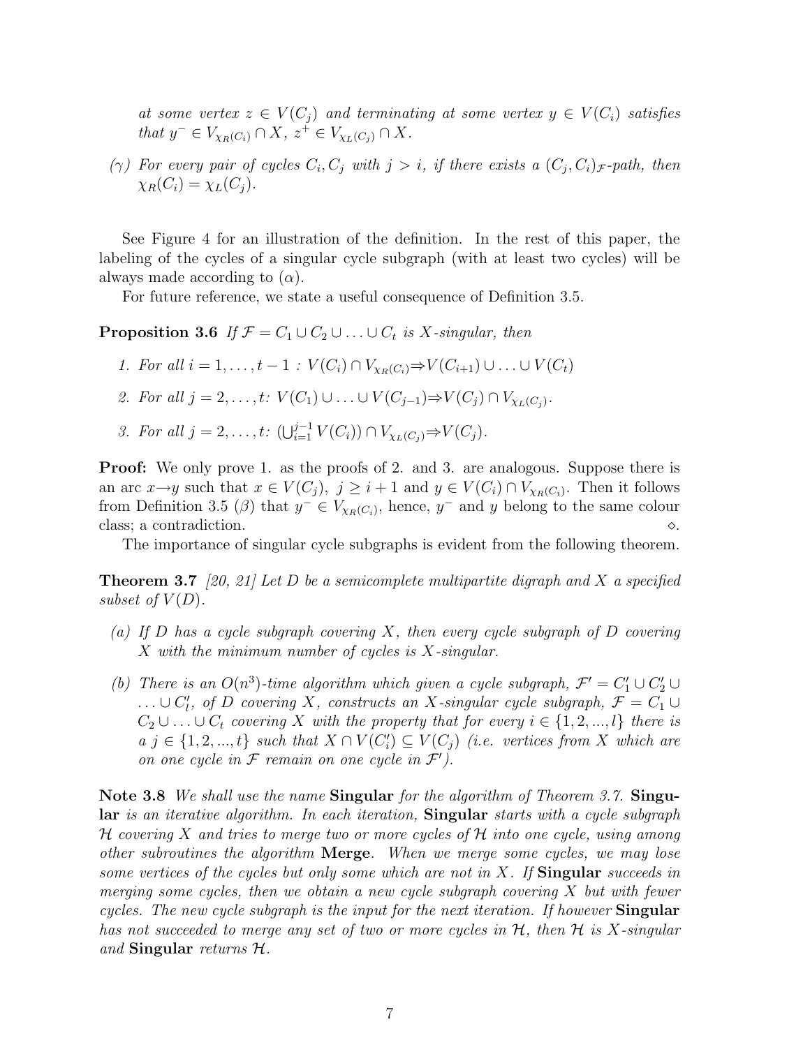*at some vertex $z \in V(C_j)$ and terminating at some vertex $y \in V(C_i)$ satisfies that $y^- \in V_{\chi_R(C_i)} \cap X$, $z^+ \in V_{\chi_L(C_j)} \cap X$.*

*(γ) For every pair of cycles $C_i, C_j$ with $j > i$, if there exists a $(C_j, C_i)_{\mathcal{F}}$-path, then $\chi_R(C_i) = \chi_L(C_j)$.*

See Figure 4 for an illustration of the definition. In the rest of this paper, the labeling of the cycles of a singular cycle subgraph (with at least two cycles) will be always made according to (α).

For future reference, we state a useful consequence of Definition 3.5.

**Proposition 3.6** *If $\mathcal{F} = C_1 \cup C_2 \cup \ldots \cup C_t$ is $X$-singular, then*

1. *For all $i = 1, \ldots, t-1$ : $V(C_i) \cap V_{\chi_R(C_i)} \Rightarrow V(C_{i+1}) \cup \ldots \cup V(C_t)$*
2. *For all $j = 2, \ldots, t$: $V(C_1) \cup \ldots \cup V(C_{j-1}) \Rightarrow V(C_j) \cap V_{\chi_L(C_j)}$.*
3. *For all $j = 2, \ldots, t$: $(\bigcup_{i=1}^{j-1} V(C_i)) \cap V_{\chi_L(C_j)} \Rightarrow V(C_j)$.*

**Proof:** We only prove 1. as the proofs of 2. and 3. are analogous. Suppose there is an arc $x \rightarrow y$ such that $x \in V(C_j)$, $j \geq i+1$ and $y \in V(C_i) \cap V_{\chi_R(C_i)}$. Then it follows from Definition 3.5 (β) that $y^- \in V_{\chi_R(C_i)}$, hence, $y^-$ and $y$ belong to the same colour class; a contradiction. ⋄.

The importance of singular cycle subgraphs is evident from the following theorem.

**Theorem 3.7** *[20, 21] Let $D$ be a semicomplete multipartite digraph and $X$ a specified subset of $V(D)$.*

*(a) If $D$ has a cycle subgraph covering $X$, then every cycle subgraph of $D$ covering $X$ with the minimum number of cycles is $X$-singular.*

*(b) There is an $O(n^3)$-time algorithm which given a cycle subgraph, $\mathcal{F}' = C'_1 \cup C'_2 \cup \ldots \cup C'_l$, of $D$ covering $X$, constructs an $X$-singular cycle subgraph, $\mathcal{F} = C_1 \cup C_2 \cup \ldots \cup C_t$ covering $X$ with the property that for every $i \in \{1, 2, ..., l\}$ there is a $j \in \{1, 2, ..., t\}$ such that $X \cap V(C'_i) \subseteq V(C_j)$ (i.e. vertices from $X$ which are on one cycle in $\mathcal{F}$ remain on one cycle in $\mathcal{F}'$).*

**Note 3.8** *We shall use the name* **Singular** *for the algorithm of Theorem 3.7.* **Singular** *is an iterative algorithm. In each iteration,* **Singular** *starts with a cycle subgraph $\mathcal{H}$ covering $X$ and tries to merge two or more cycles of $\mathcal{H}$ into one cycle, using among other subroutines the algorithm* **Merge**. *When we merge some cycles, we may lose some vertices of the cycles but only some which are not in $X$. If* **Singular** *succeeds in merging some cycles, then we obtain a new cycle subgraph covering $X$ but with fewer cycles. The new cycle subgraph is the input for the next iteration. If however* **Singular** *has not succeeded to merge any set of two or more cycles in $\mathcal{H}$, then $\mathcal{H}$ is $X$-singular and* **Singular** *returns $\mathcal{H}$.*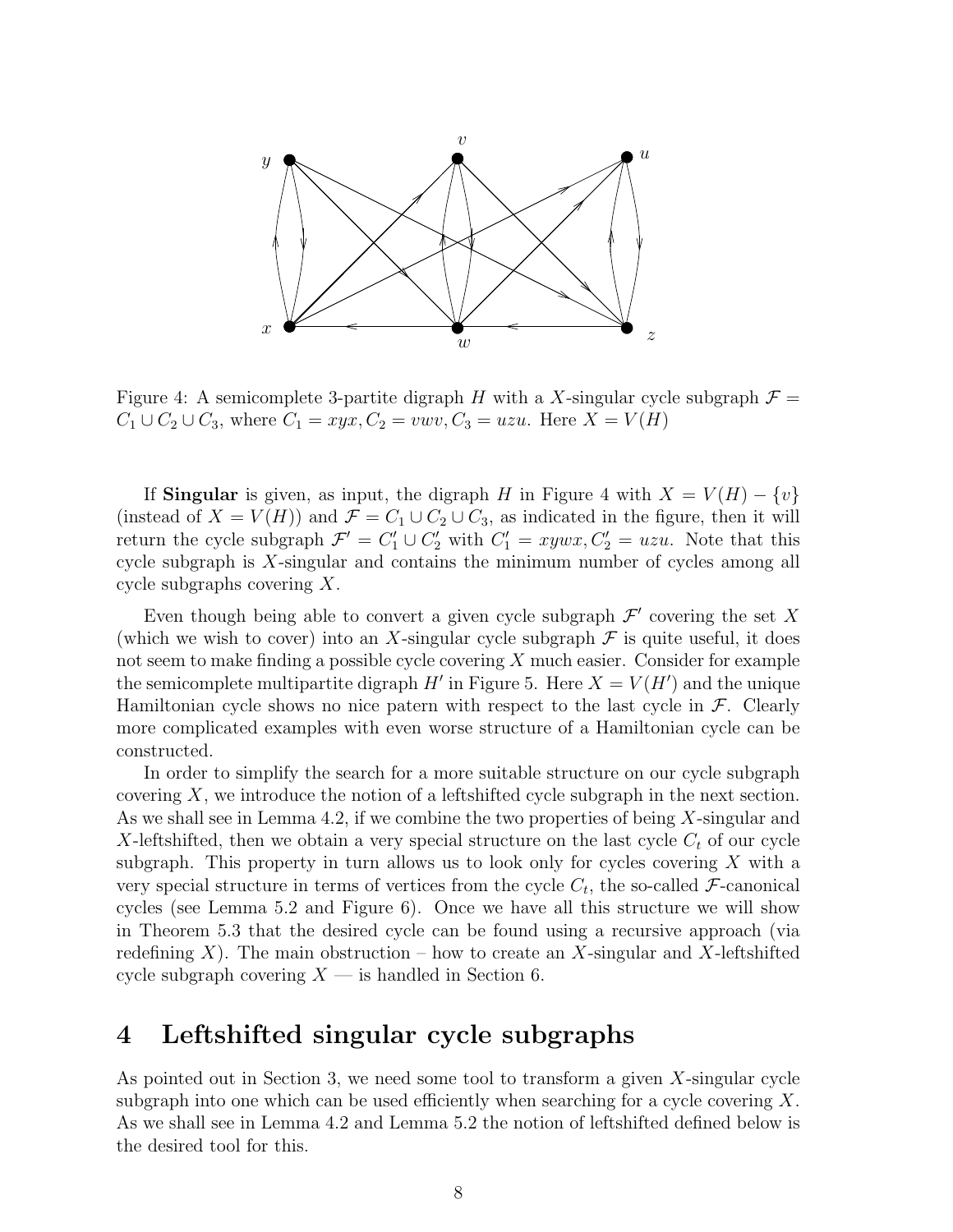Figure 4: A semicomplete 3-partite digraph $H$ with a $X$-singular cycle subgraph $\mathcal{F} = C_1 \cup C_2 \cup C_3$, where $C_1 = xyx, C_2 = vwv, C_3 = uzu$. Here $X = V(H)$

If **Singular** is given, as input, the digraph $H$ in Figure 4 with $X = V(H) - \{v\}$ (instead of $X = V(H)$) and $\mathcal{F} = C_1 \cup C_2 \cup C_3$, as indicated in the figure, then it will return the cycle subgraph $\mathcal{F}' = C_1' \cup C_2'$ with $C_1' = xywx, C_2' = uzu$. Note that this cycle subgraph is $X$-singular and contains the minimum number of cycles among all cycle subgraphs covering $X$.

Even though being able to convert a given cycle subgraph $\mathcal{F}'$ covering the set $X$ (which we wish to cover) into an $X$-singular cycle subgraph $\mathcal{F}$ is quite useful, it does not seem to make finding a possible cycle covering $X$ much easier. Consider for example the semicomplete multipartite digraph $H'$ in Figure 5. Here $X = V(H')$ and the unique Hamiltonian cycle shows no nice patern with respect to the last cycle in $\mathcal{F}$. Clearly more complicated examples with even worse structure of a Hamiltonian cycle can be constructed.

In order to simplify the search for a more suitable structure on our cycle subgraph covering $X$, we introduce the notion of a leftshifted cycle subgraph in the next section. As we shall see in Lemma 4.2, if we combine the two properties of being $X$-singular and $X$-leftshifted, then we obtain a very special structure on the last cycle $C_t$ of our cycle subgraph. This property in turn allows us to look only for cycles covering $X$ with a very special structure in terms of vertices from the cycle $C_t$, the so-called $\mathcal{F}$-canonical cycles (see Lemma 5.2 and Figure 6). Once we have all this structure we will show in Theorem 5.3 that the desired cycle can be found using a recursive approach (via redefining $X$). The main obstruction – how to create an $X$-singular and $X$-leftshifted cycle subgraph covering $X$ — is handled in Section 6.

# 4 Leftshifted singular cycle subgraphs

As pointed out in Section 3, we need some tool to transform a given $X$-singular cycle subgraph into one which can be used efficiently when searching for a cycle covering $X$. As we shall see in Lemma 4.2 and Lemma 5.2 the notion of leftshifted defined below is the desired tool for this.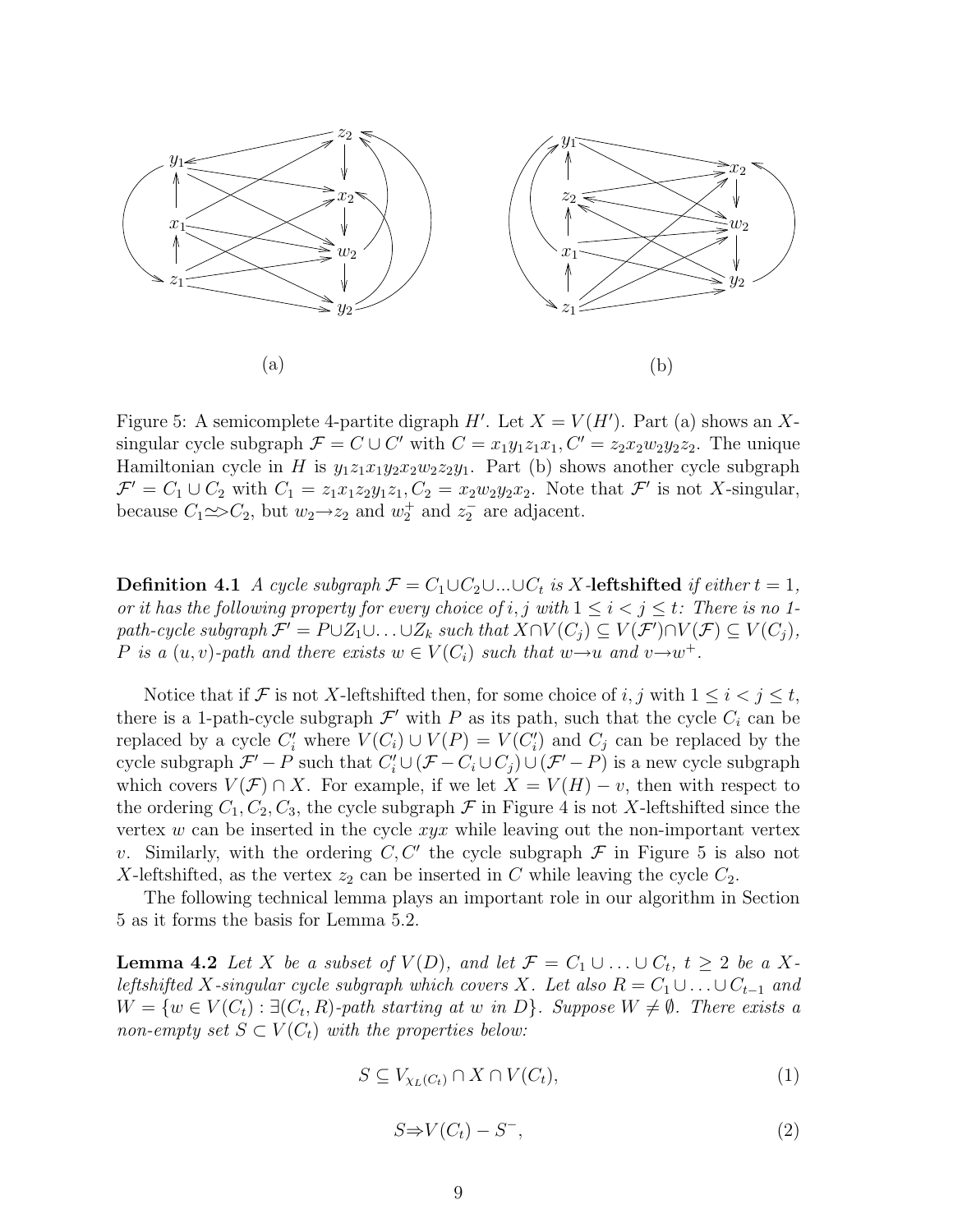(a)

(b)

Figure 5: A semicomplete 4-partite digraph $H'$. Let $X = V(H')$. Part (a) shows an $X$-singular cycle subgraph $\mathcal{F} = C \cup C'$ with $C = x_1y_1z_1x_1, C' = z_2x_2w_2y_2z_2$. The unique Hamiltonian cycle in $H$ is $y_1z_1x_1y_2x_2w_2z_2y_1$. Part (b) shows another cycle subgraph $\mathcal{F}' = C_1 \cup C_2$ with $C_1 = z_1x_1z_2y_1z_1, C_2 = x_2w_2y_2x_2$. Note that $\mathcal{F}'$ is not $X$-singular, because $C_1 \Rightarrow C_2$, but $w_2 \rightarrow z_2$ and $w_2^+$ and $z_2^-$ are adjacent.

**Definition 4.1** *A cycle subgraph $\mathcal{F} = C_1 \cup C_2 \cup ... \cup C_t$ is $X$-**leftshifted** if either $t = 1$, or it has the following property for every choice of $i, j$ with $1 \leq i < j \leq t$: There is no 1-path-cycle subgraph $\mathcal{F}' = P \cup Z_1 \cup \ldots \cup Z_k$ such that $X \cap V(C_j) \subseteq V(\mathcal{F}') \cap V(\mathcal{F}) \subseteq V(C_j)$, $P$ is a $(u, v)$-path and there exists $w \in V(C_i)$ such that $w \rightarrow u$ and $v \rightarrow w^+$.*

Notice that if $\mathcal{F}$ is not $X$-leftshifted then, for some choice of $i, j$ with $1 \leq i < j \leq t$, there is a 1-path-cycle subgraph $\mathcal{F}'$ with $P$ as its path, such that the cycle $C_i$ can be replaced by a cycle $C'_i$ where $V(C_i) \cup V(P) = V(C'_i)$ and $C_j$ can be replaced by the cycle subgraph $\mathcal{F}' - P$ such that $C'_i \cup (\mathcal{F} - C_i \cup C_j) \cup (\mathcal{F}' - P)$ is a new cycle subgraph which covers $V(\mathcal{F}) \cap X$. For example, if we let $X = V(H) - v$, then with respect to the ordering $C_1, C_2, C_3$, the cycle subgraph $\mathcal{F}$ in Figure 4 is not $X$-leftshifted since the vertex $w$ can be inserted in the cycle $xyx$ while leaving out the non-important vertex $v$. Similarly, with the ordering $C, C'$ the cycle subgraph $\mathcal{F}$ in Figure 5 is also not $X$-leftshifted, as the vertex $z_2$ can be inserted in $C$ while leaving the cycle $C_2$.

The following technical lemma plays an important role in our algorithm in Section 5 as it forms the basis for Lemma 5.2.

**Lemma 4.2** *Let $X$ be a subset of $V(D)$, and let $\mathcal{F} = C_1 \cup \ldots \cup C_t$, $t \geq 2$ be a $X$-leftshifted $X$-singular cycle subgraph which covers $X$. Let also $R = C_1 \cup \ldots \cup C_{t-1}$ and $W = \{w \in V(C_t) : \exists (C_t, R)\text{-path starting at } w \text{ in } D\}$. Suppose $W \neq \emptyset$. There exists a non-empty set $S \subset V(C_t)$ with the properties below:*

$$S \subseteq V_{\chi_L(C_t)} \cap X \cap V(C_t), \tag{1}$$

$$S \Rightarrow V(C_t) - S^-, \tag{2}$$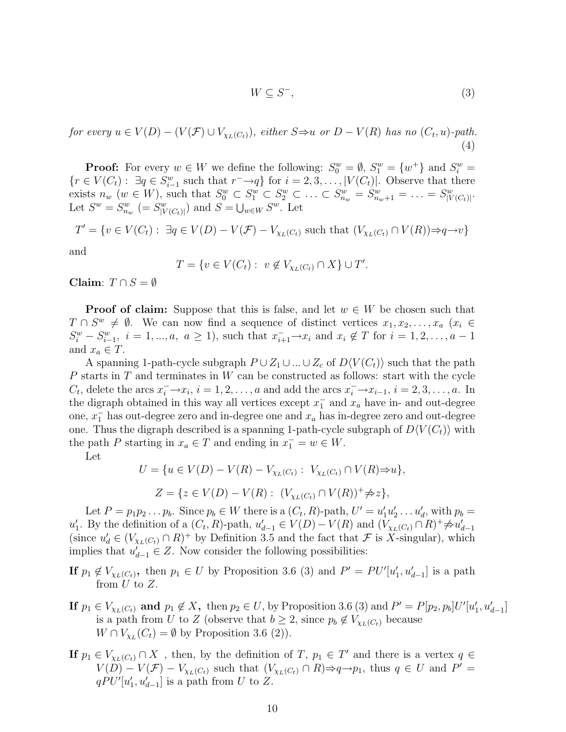$$W \subseteq S^-, \tag{3}$$

*for every $u \in V(D) - (V(\mathcal{F}) \cup V_{\chi_L(C_t)})$, either $S \Rightarrow u$ or $D - V(R)$ has no $(C_t, u)$-path.* (4)

**Proof:** For every $w \in W$ we define the following: $S_0^w = \emptyset$, $S_1^w = \{w^+\}$ and $S_i^w = \{r \in V(C_t) : \exists q \in S_{i-1}^w$ such that $r^- \rightarrow q\}$ for $i = 2, 3, \ldots, |V(C_t)|$. Observe that there exists $n_w$ $(w \in W)$, such that $S_0^w \subset S_1^w \subset S_2^w \subset \ldots \subset S_{n_w}^w = S_{n_w+1}^w = \ldots = S_{|V(C_t)|}^w$. Let $S^w = S_{n_w}^w$ $(= S_{|V(C_t)|}^w)$ and $S = \bigcup_{w \in W} S^w$. Let

$$T' = \{v \in V(C_t) : \exists q \in V(D) - V(\mathcal{F}) - V_{\chi_L(C_t)} \text{ such that } (V_{\chi_L(C_t)} \cap V(R)) \Rightarrow q \rightarrow v\}$$

and

$$T = \{v \in V(C_t) : v \notin V_{\chi_L(C_t)} \cap X\} \cup T'.$$

**Claim**: $T \cap S = \emptyset$

**Proof of claim:** Suppose that this is false, and let $w \in W$ be chosen such that $T \cap S^w \neq \emptyset$. We can now find a sequence of distinct vertices $x_1, x_2, \ldots, x_a$ $(x_i \in S_i^w - S_{i-1}^w,\ i = 1, ..., a,\ a \geq 1)$, such that $x_{i+1}^- \rightarrow x_i$ and $x_i \notin T$ for $i = 1, 2, \ldots, a-1$ and $x_a \in T$.

A spanning 1-path-cycle subgraph $P \cup Z_1 \cup ... \cup Z_c$ of $D\langle V(C_t)\rangle$ such that the path $P$ starts in $T$ and terminates in $W$ can be constructed as follows: start with the cycle $C_t$, delete the arcs $x_i^- \rightarrow x_i$, $i = 1, 2, \ldots, a$ and add the arcs $x_i^- \rightarrow x_{i-1}$, $i = 2, 3, \ldots, a$. In the digraph obtained in this way all vertices except $x_1^-$ and $x_a$ have in- and out-degree one, $x_1^-$ has out-degree zero and in-degree one and $x_a$ has in-degree zero and out-degree one. Thus the digraph described is a spanning 1-path-cycle subgraph of $D\langle V(C_t)\rangle$ with the path $P$ starting in $x_a \in T$ and ending in $x_1^- = w \in W$.

Let

$$U = \{u \in V(D) - V(R) - V_{\chi_L(C_t)} : V_{\chi_L(C_t)} \cap V(R) \Rightarrow u\},$$

$$Z = \{z \in V(D) - V(R) : (V_{\chi_L(C_t)} \cap V(R))^+ \not\Rightarrow z\},$$

Let $P = p_1 p_2 \ldots p_b$. Since $p_b \in W$ there is a $(C_t, R)$-path, $U' = u'_1 u'_2 \ldots u'_d$, with $p_b = u'_1$. By the definition of a $(C_t, R)$-path, $u'_{d-1} \in V(D) - V(R)$ and $(V_{\chi_L(C_t)} \cap R)^+ \not\Rightarrow u'_{d-1}$ (since $u'_d \in (V_{\chi_L(C_t)} \cap R)^+$ by Definition 3.5 and the fact that $\mathcal{F}$ is $X$-singular), which implies that $u'_{d-1} \in Z$. Now consider the following possibilities:

**If** $p_1 \notin V_{\chi_L(C_t)}$**,** then $p_1 \in U$ by Proposition 3.6 (3) and $P' = PU'[u'_1, u'_{d-1}]$ is a path from $U$ to $Z$.

**If** $p_1 \in V_{\chi_L(C_t)}$ **and** $p_1 \notin X$**,** then $p_2 \in U$, by Proposition 3.6 (3) and $P' = P[p_2, p_b]U'[u'_1, u'_{d-1}]$ is a path from $U$ to $Z$ (observe that $b \geq 2$, since $p_b \notin V_{\chi_L(C_t)}$ because $W \cap V_{\chi_L}(C_t) = \emptyset$ by Proposition 3.6 (2)).

**If** $p_1 \in V_{\chi_L(C_t)} \cap X$ , then, by the definition of $T$, $p_1 \in T'$ and there is a vertex $q \in V(D) - V(\mathcal{F}) - V_{\chi_L(C_t)}$ such that $(V_{\chi_L(C_t)} \cap R) \Rightarrow q \rightarrow p_1$, thus $q \in U$ and $P' = qPU'[u'_1, u'_{d-1}]$ is a path from $U$ to $Z$.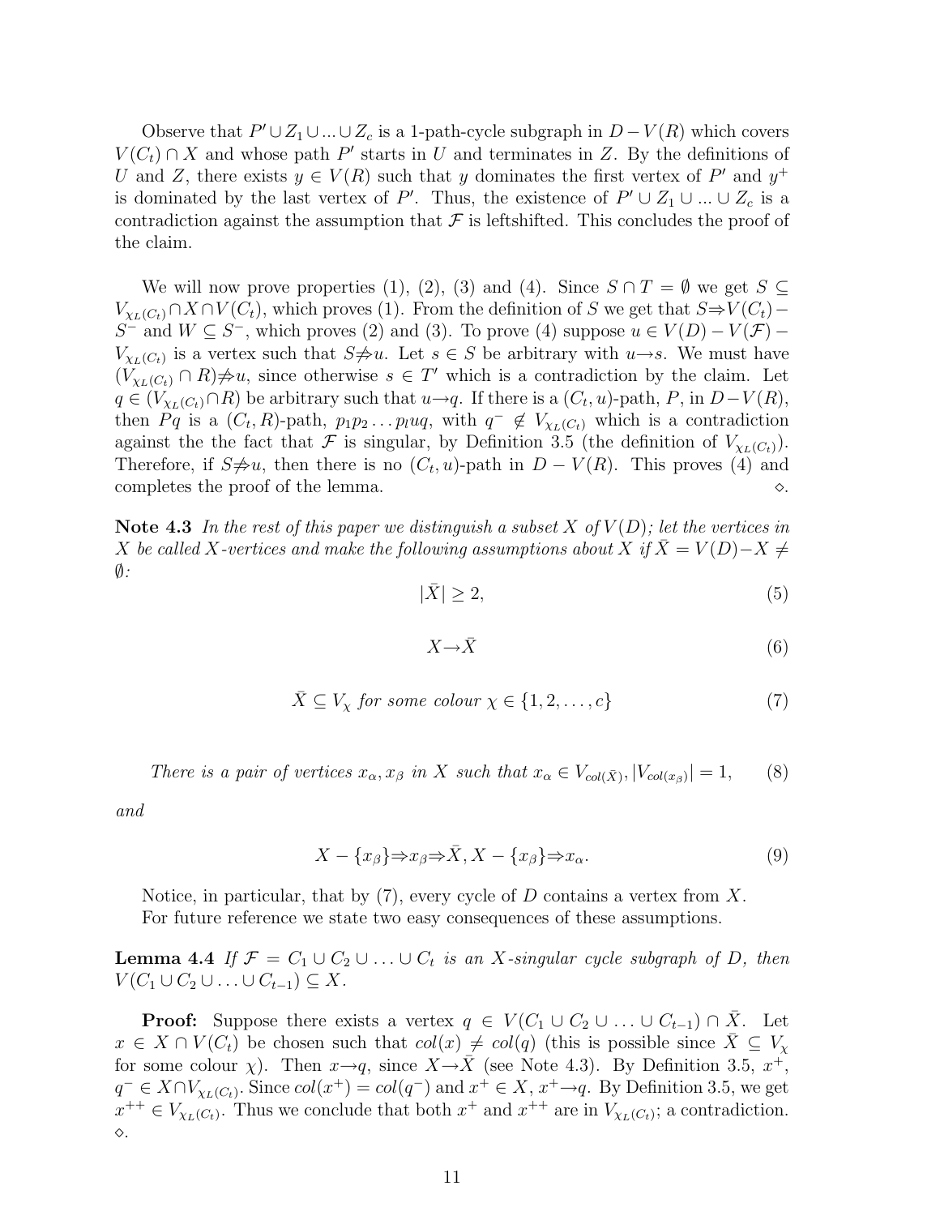Observe that $P' \cup Z_1 \cup ... \cup Z_c$ is a 1-path-cycle subgraph in $D - V(R)$ which covers $V(C_t) \cap X$ and whose path $P'$ starts in $U$ and terminates in $Z$. By the definitions of $U$ and $Z$, there exists $y \in V(R)$ such that $y$ dominates the first vertex of $P'$ and $y^+$ is dominated by the last vertex of $P'$. Thus, the existence of $P' \cup Z_1 \cup ... \cup Z_c$ is a contradiction against the assumption that $\mathcal{F}$ is leftshifted. This concludes the proof of the claim.

We will now prove properties (1), (2), (3) and (4). Since $S \cap T = \emptyset$ we get $S \subseteq V_{\chi_L(C_t)} \cap X \cap V(C_t)$, which proves (1). From the definition of $S$ we get that $S \Rightarrow V(C_t) - S^-$ and $W \subseteq S^-$, which proves (2) and (3). To prove (4) suppose $u \in V(D) - V(\mathcal{F}) - V_{\chi_L(C_t)}$ is a vertex such that $S \not\Rightarrow u$. Let $s \in S$ be arbitrary with $u \rightarrow s$. We must have $(V_{\chi_L(C_t)} \cap R) \not\Rightarrow u$, since otherwise $s \in T'$ which is a contradiction by the claim. Let $q \in (V_{\chi_L(C_t)} \cap R)$ be arbitrary such that $u \rightarrow q$. If there is a $(C_t, u)$-path, $P$, in $D - V(R)$, then $Pq$ is a $(C_t, R)$-path, $p_1 p_2 \dots p_l u q$, with $q^- \notin V_{\chi_L(C_t)}$ which is a contradiction against the the fact that $\mathcal{F}$ is singular, by Definition 3.5 (the definition of $V_{\chi_L(C_t)}$). Therefore, if $S \not\Rightarrow u$, then there is no $(C_t, u)$-path in $D - V(R)$. This proves (4) and completes the proof of the lemma. $\diamond$.

**Note 4.3** *In the rest of this paper we distinguish a subset $X$ of $V(D)$; let the vertices in $X$ be called $X$-vertices and make the following assumptions about $X$ if $\bar{X} = V(D) - X \neq \emptyset$:*

$$|\bar{X}| \geq 2, \tag{5}$$

$$X \rightarrow \bar{X} \tag{6}$$

$$\bar{X} \subseteq V_\chi \text{ for some colour } \chi \in \{1, 2, \dots, c\} \tag{7}$$

$$\text{There is a pair of vertices } x_\alpha, x_\beta \text{ in } X \text{ such that } x_\alpha \in V_{col(\bar{X})}, |V_{col(x_\beta)}| = 1, \tag{8}$$

*and*

$$X - \{x_\beta\} \Rightarrow x_\beta \Rightarrow \bar{X}, X - \{x_\beta\} \Rightarrow x_\alpha. \tag{9}$$

Notice, in particular, that by (7), every cycle of $D$ contains a vertex from $X$.

For future reference we state two easy consequences of these assumptions.

**Lemma 4.4** *If $\mathcal{F} = C_1 \cup C_2 \cup \ldots \cup C_t$ is an $X$-singular cycle subgraph of $D$, then $V(C_1 \cup C_2 \cup \ldots \cup C_{t-1}) \subseteq X$.*

**Proof:** Suppose there exists a vertex $q \in V(C_1 \cup C_2 \cup \ldots \cup C_{t-1}) \cap \bar{X}$. Let $x \in X \cap V(C_t)$ be chosen such that $col(x) \neq col(q)$ (this is possible since $\bar{X} \subseteq V_\chi$ for some colour $\chi$). Then $x \rightarrow q$, since $X \rightarrow \bar{X}$ (see Note 4.3). By Definition 3.5, $x^+$, $q^- \in X \cap V_{\chi_L(C_t)}$. Since $col(x^+) = col(q^-)$ and $x^+ \in X$, $x^+ \rightarrow q$. By Definition 3.5, we get $x^{++} \in V_{\chi_L(C_t)}$. Thus we conclude that both $x^+$ and $x^{++}$ are in $V_{\chi_L(C_t)}$; a contradiction. $\diamond$.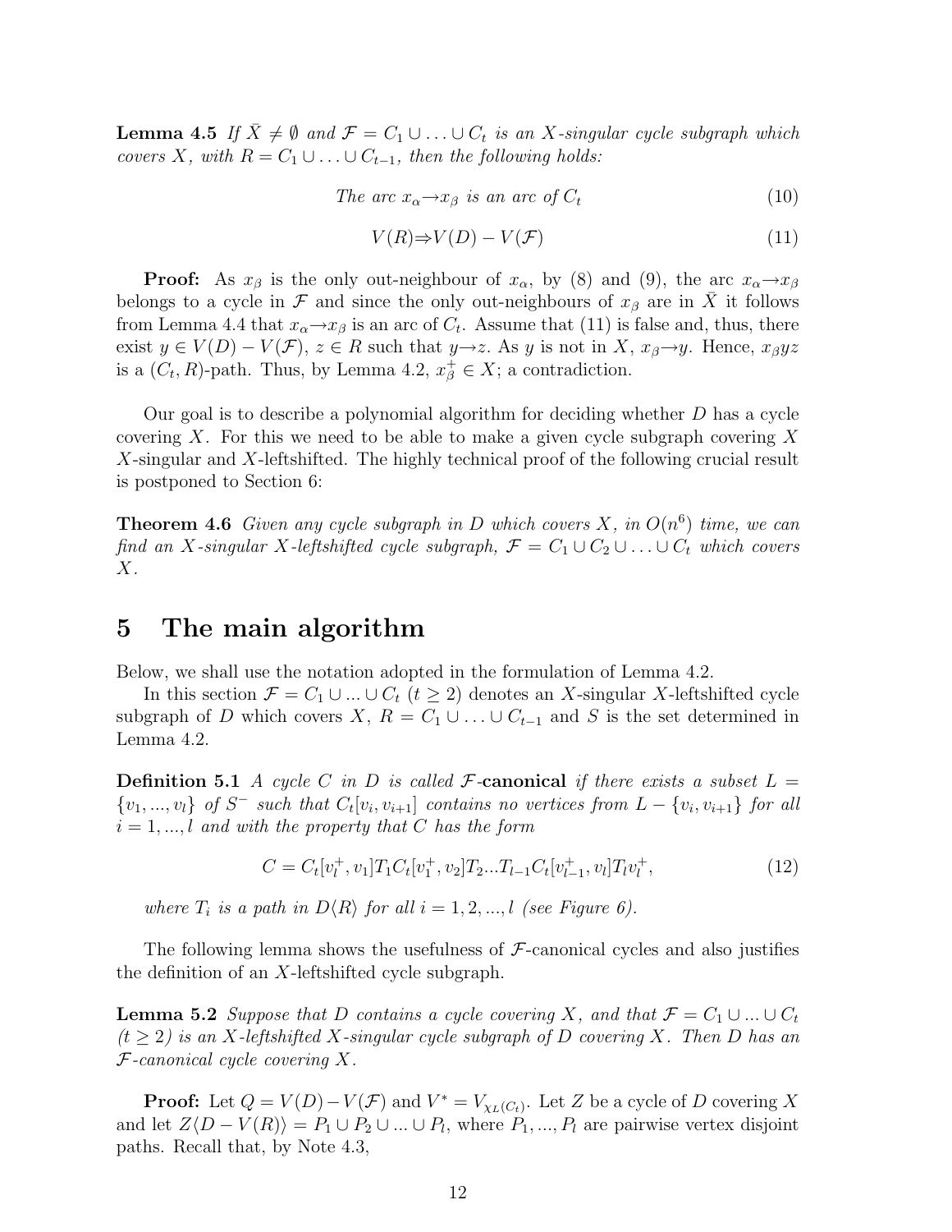**Lemma 4.5** *If $\bar{X} \neq \emptyset$ and $\mathcal{F} = C_1 \cup \ldots \cup C_t$ is an $X$-singular cycle subgraph which covers $X$, with $R = C_1 \cup \ldots \cup C_{t-1}$, then the following holds:*

$$\text{The arc } x_\alpha \rightarrow x_\beta \text{ is an arc of } C_t \tag{10}$$

$$V(R) \Rightarrow V(D) - V(\mathcal{F}) \tag{11}$$

**Proof:** As $x_\beta$ is the only out-neighbour of $x_\alpha$, by (8) and (9), the arc $x_\alpha \rightarrow x_\beta$ belongs to a cycle in $\mathcal{F}$ and since the only out-neighbours of $x_\beta$ are in $\bar{X}$ it follows from Lemma 4.4 that $x_\alpha \rightarrow x_\beta$ is an arc of $C_t$. Assume that (11) is false and, thus, there exist $y \in V(D) - V(\mathcal{F})$, $z \in R$ such that $y \rightarrow z$. As $y$ is not in $X$, $x_\beta \rightarrow y$. Hence, $x_\beta y z$ is a $(C_t, R)$-path. Thus, by Lemma 4.2, $x_\beta^+ \in X$; a contradiction.

Our goal is to describe a polynomial algorithm for deciding whether $D$ has a cycle covering $X$. For this we need to be able to make a given cycle subgraph covering $X$ $X$-singular and $X$-leftshifted. The highly technical proof of the following crucial result is postponed to Section 6:

**Theorem 4.6** *Given any cycle subgraph in $D$ which covers $X$, in $O(n^6)$ time, we can find an $X$-singular $X$-leftshifted cycle subgraph, $\mathcal{F} = C_1 \cup C_2 \cup \ldots \cup C_t$ which covers $X$.*

# 5 The main algorithm

Below, we shall use the notation adopted in the formulation of Lemma 4.2.

In this section $\mathcal{F} = C_1 \cup \ldots \cup C_t$ ($t \geq 2$) denotes an $X$-singular $X$-leftshifted cycle subgraph of $D$ which covers $X$, $R = C_1 \cup \ldots \cup C_{t-1}$ and $S$ is the set determined in Lemma 4.2.

**Definition 5.1** *A cycle $C$ in $D$ is called $\mathcal{F}$-**canonical** if there exists a subset $L = \{v_1, \ldots, v_l\}$ of $S^-$ such that $C_t[v_i, v_{i+1}]$ contains no vertices from $L - \{v_i, v_{i+1}\}$ for all $i = 1, \ldots, l$ and with the property that $C$ has the form*

$$C = C_t[v_l^+, v_1]T_1 C_t[v_1^+, v_2]T_2 \ldots T_{l-1} C_t[v_{l-1}^+, v_l]T_l v_l^+, \tag{12}$$

*where $T_i$ is a path in $D\langle R \rangle$ for all $i = 1, 2, \ldots, l$ (see Figure 6).*

The following lemma shows the usefulness of $\mathcal{F}$-canonical cycles and also justifies the definition of an $X$-leftshifted cycle subgraph.

**Lemma 5.2** *Suppose that $D$ contains a cycle covering $X$, and that $\mathcal{F} = C_1 \cup \ldots \cup C_t$ ($t \geq 2$) is an $X$-leftshifted $X$-singular cycle subgraph of $D$ covering $X$. Then $D$ has an $\mathcal{F}$-canonical cycle covering $X$.*

**Proof:** Let $Q = V(D) - V(\mathcal{F})$ and $V^* = V_{\chi_L(C_t)}$. Let $Z$ be a cycle of $D$ covering $X$ and let $Z\langle D - V(R) \rangle = P_1 \cup P_2 \cup \ldots \cup P_l$, where $P_1, \ldots, P_l$ are pairwise vertex disjoint paths. Recall that, by Note 4.3,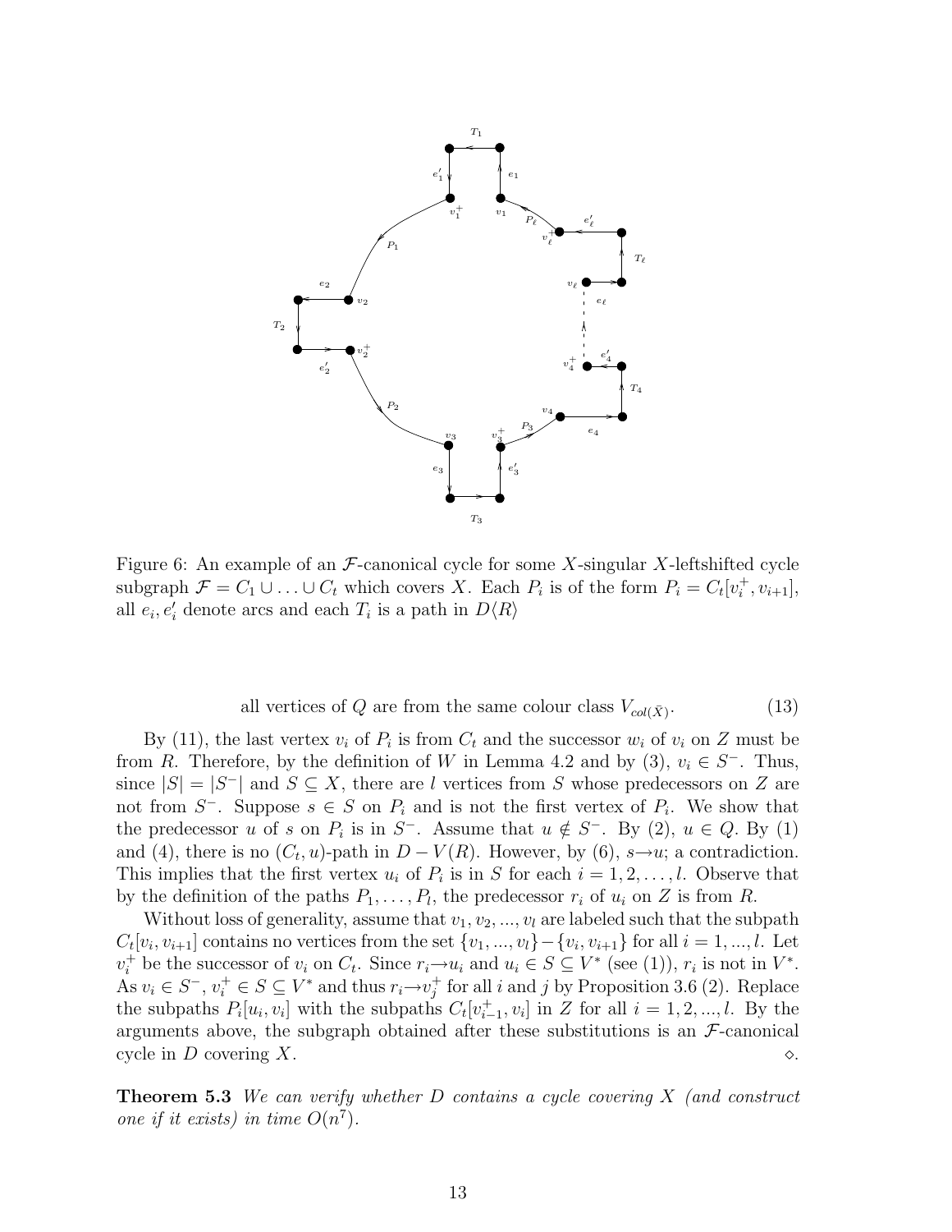Figure 6: An example of an $\mathcal{F}$-canonical cycle for some $X$-singular $X$-leftshifted cycle subgraph $\mathcal{F} = C_1 \cup \ldots \cup C_t$ which covers $X$. Each $P_i$ is of the form $P_i = C_t[v_i^+, v_{i+1}]$, all $e_i, e_i'$ denote arcs and each $T_i$ is a path in $D\langle R \rangle$

$$\text{all vertices of } Q \text{ are from the same colour class } V_{col(\bar{X})}. \tag{13}$$

By (11), the last vertex $v_i$ of $P_i$ is from $C_t$ and the successor $w_i$ of $v_i$ on $Z$ must be from $R$. Therefore, by the definition of $W$ in Lemma 4.2 and by (3), $v_i \in S^-$. Thus, since $|S| = |S^-|$ and $S \subseteq X$, there are $l$ vertices from $S$ whose predecessors on $Z$ are not from $S^-$. Suppose $s \in S$ on $P_i$ and is not the first vertex of $P_i$. We show that the predecessor $u$ of $s$ on $P_i$ is in $S^-$. Assume that $u \notin S^-$. By (2), $u \in Q$. By (1) and (4), there is no $(C_t, u)$-path in $D - V(R)$. However, by (6), $s \to u$; a contradiction. This implies that the first vertex $u_i$ of $P_i$ is in $S$ for each $i = 1, 2, \ldots, l$. Observe that by the definition of the paths $P_1, \ldots, P_l$, the predecessor $r_i$ of $u_i$ on $Z$ is from $R$.

Without loss of generality, assume that $v_1, v_2, ..., v_l$ are labeled such that the subpath $C_t[v_i, v_{i+1}]$ contains no vertices from the set $\{v_1, ..., v_l\} - \{v_i, v_{i+1}\}$ for all $i = 1, ..., l$. Let $v_i^+$ be the successor of $v_i$ on $C_t$. Since $r_i \to u_i$ and $u_i \in S \subseteq V^*$ (see (1)), $r_i$ is not in $V^*$. As $v_i \in S^-$, $v_i^+ \in S \subseteq V^*$ and thus $r_i \to v_j^+$ for all $i$ and $j$ by Proposition 3.6 (2). Replace the subpaths $P_i[u_i, v_i]$ with the subpaths $C_t[v_{i-1}^+, v_i]$ in $Z$ for all $i = 1, 2, ..., l$. By the arguments above, the subgraph obtained after these substitutions is an $\mathcal{F}$-canonical cycle in $D$ covering $X$. $\diamond$.

**Theorem 5.3** *We can verify whether $D$ contains a cycle covering $X$ (and construct one if it exists) in time $O(n^7)$.*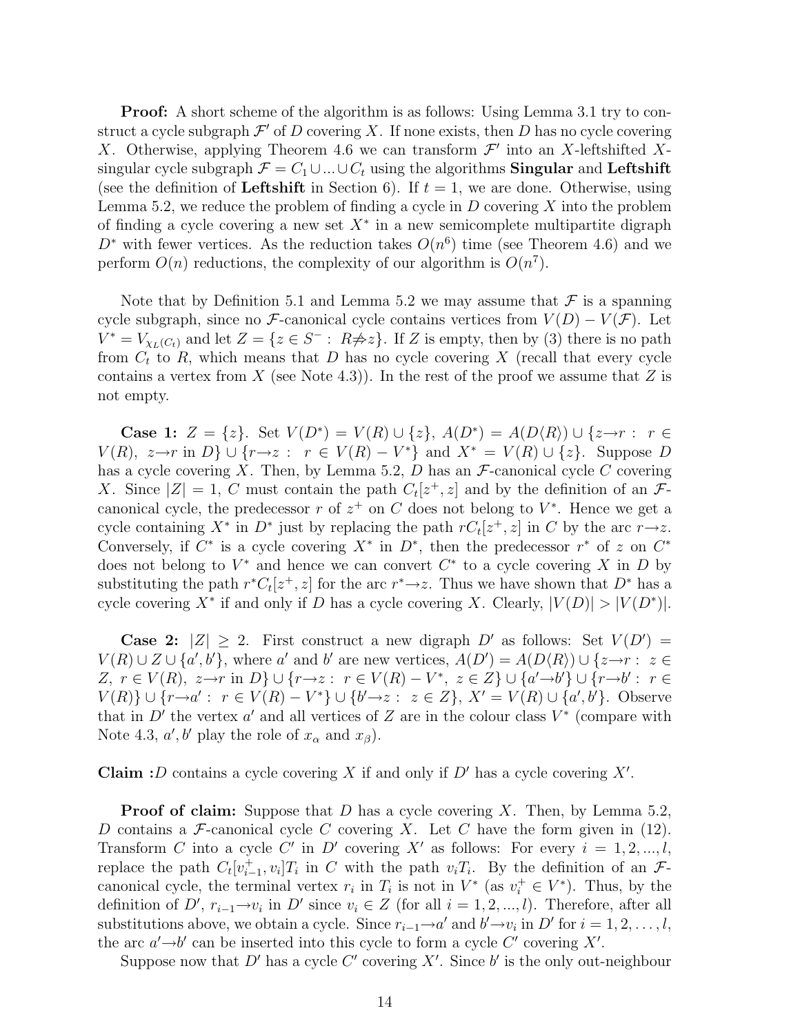**Proof:** A short scheme of the algorithm is as follows: Using Lemma 3.1 try to construct a cycle subgraph $\mathcal{F}'$ of $D$ covering $X$. If none exists, then $D$ has no cycle covering $X$. Otherwise, applying Theorem 4.6 we can transform $\mathcal{F}'$ into an $X$-leftshifted $X$-singular cycle subgraph $\mathcal{F} = C_1 \cup ... \cup C_t$ using the algorithms **Singular** and **Leftshift** (see the definition of **Leftshift** in Section 6). If $t = 1$, we are done. Otherwise, using Lemma 5.2, we reduce the problem of finding a cycle in $D$ covering $X$ into the problem of finding a cycle covering a new set $X^*$ in a new semicomplete multipartite digraph $D^*$ with fewer vertices. As the reduction takes $O(n^6)$ time (see Theorem 4.6) and we perform $O(n)$ reductions, the complexity of our algorithm is $O(n^7)$.

Note that by Definition 5.1 and Lemma 5.2 we may assume that $\mathcal{F}$ is a spanning cycle subgraph, since no $\mathcal{F}$-canonical cycle contains vertices from $V(D) - V(\mathcal{F})$. Let $V^* = V_{\chi_L(C_t)}$ and let $Z = \{z \in S^- : R \not\Rightarrow z\}$. If $Z$ is empty, then by (3) there is no path from $C_t$ to $R$, which means that $D$ has no cycle covering $X$ (recall that every cycle contains a vertex from $X$ (see Note 4.3)). In the rest of the proof we assume that $Z$ is not empty.

**Case 1:** $Z = \{z\}$. Set $V(D^*) = V(R) \cup \{z\}$, $A(D^*) = A(D\langle R\rangle) \cup \{z \rightarrow r : r \in V(R),\ z \rightarrow r \text{ in } D\} \cup \{r \rightarrow z : r \in V(R) - V^*\}$ and $X^* = V(R) \cup \{z\}$. Suppose $D$ has a cycle covering $X$. Then, by Lemma 5.2, $D$ has an $\mathcal{F}$-canonical cycle $C$ covering $X$. Since $|Z| = 1$, $C$ must contain the path $C_t[z^+, z]$ and by the definition of an $\mathcal{F}$-canonical cycle, the predecessor $r$ of $z^+$ on $C$ does not belong to $V^*$. Hence we get a cycle containing $X^*$ in $D^*$ just by replacing the path $rC_t[z^+, z]$ in $C$ by the arc $r \rightarrow z$. Conversely, if $C^*$ is a cycle covering $X^*$ in $D^*$, then the predecessor $r^*$ of $z$ on $C^*$ does not belong to $V^*$ and hence we can convert $C^*$ to a cycle covering $X$ in $D$ by substituting the path $r^*C_t[z^+, z]$ for the arc $r^* \rightarrow z$. Thus we have shown that $D^*$ has a cycle covering $X^*$ if and only if $D$ has a cycle covering $X$. Clearly, $|V(D)| > |V(D^*)|$.

**Case 2:** $|Z| \geq 2$. First construct a new digraph $D'$ as follows: Set $V(D') = V(R) \cup Z \cup \{a', b'\}$, where $a'$ and $b'$ are new vertices, $A(D') = A(D\langle R\rangle) \cup \{z \rightarrow r : z \in Z,\ r \in V(R),\ z \rightarrow r \text{ in } D\} \cup \{r \rightarrow z : r \in V(R) - V^*,\ z \in Z\} \cup \{a' \rightarrow b'\} \cup \{r \rightarrow b' : r \in V(R)\} \cup \{r \rightarrow a' : r \in V(R) - V^*\} \cup \{b' \rightarrow z : z \in Z\}$, $X' = V(R) \cup \{a', b'\}$. Observe that in $D'$ the vertex $a'$ and all vertices of $Z$ are in the colour class $V^*$ (compare with Note 4.3, $a', b'$ play the role of $x_\alpha$ and $x_\beta$).

**Claim :** $D$ contains a cycle covering $X$ if and only if $D'$ has a cycle covering $X'$.

**Proof of claim:** Suppose that $D$ has a cycle covering $X$. Then, by Lemma 5.2, $D$ contains a $\mathcal{F}$-canonical cycle $C$ covering $X$. Let $C$ have the form given in (12). Transform $C$ into a cycle $C'$ in $D'$ covering $X'$ as follows: For every $i = 1, 2, ..., l$, replace the path $C_t[v_{i-1}^+, v_i]T_i$ in $C$ with the path $v_iT_i$. By the definition of an $\mathcal{F}$-canonical cycle, the terminal vertex $r_i$ in $T_i$ is not in $V^*$ (as $v_i^+ \in V^*$). Thus, by the definition of $D'$, $r_{i-1} \rightarrow v_i$ in $D'$ since $v_i \in Z$ (for all $i = 1, 2, ..., l$). Therefore, after all substitutions above, we obtain a cycle. Since $r_{i-1} \rightarrow a'$ and $b' \rightarrow v_i$ in $D'$ for $i = 1, 2, \ldots, l$, the arc $a' \rightarrow b'$ can be inserted into this cycle to form a cycle $C'$ covering $X'$.

Suppose now that $D'$ has a cycle $C'$ covering $X'$. Since $b'$ is the only out-neighbour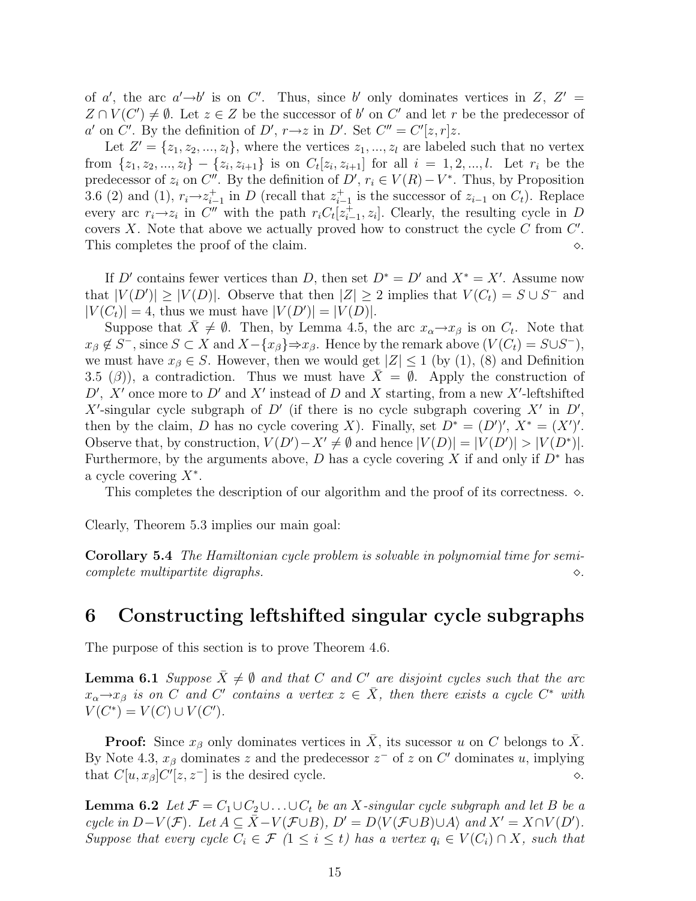of $a'$, the arc $a' \rightarrow b'$ is on $C'$. Thus, since $b'$ only dominates vertices in $Z$, $Z' = Z \cap V(C') \neq \emptyset$. Let $z \in Z$ be the successor of $b'$ on $C'$ and let $r$ be the predecessor of $a'$ on $C'$. By the definition of $D'$, $r \rightarrow z$ in $D'$. Set $C'' = C'[z, r]z$.

Let $Z' = \{z_1, z_2, ..., z_l\}$, where the vertices $z_1, ..., z_l$ are labeled such that no vertex from $\{z_1, z_2, ..., z_l\} - \{z_i, z_{i+1}\}$ is on $C_t[z_i, z_{i+1}]$ for all $i = 1, 2, ..., l$. Let $r_i$ be the predecessor of $z_i$ on $C''$. By the definition of $D'$, $r_i \in V(R) - V^*$. Thus, by Proposition 3.6 (2) and (1), $r_i \rightarrow z_{i-1}^+$ in $D$ (recall that $z_{i-1}^+$ is the successor of $z_{i-1}$ on $C_t$). Replace every arc $r_i \rightarrow z_i$ in $C''$ with the path $r_i C_t[z_{i-1}^+, z_i]$. Clearly, the resulting cycle in $D$ covers $X$. Note that above we actually proved how to construct the cycle $C$ from $C'$. This completes the proof of the claim. $\diamond$.

If $D'$ contains fewer vertices than $D$, then set $D^* = D'$ and $X^* = X'$. Assume now that $|V(D')| \geq |V(D)|$. Observe that then $|Z| \geq 2$ implies that $V(C_t) = S \cup S^-$ and $|V(C_t)| = 4$, thus we must have $|V(D')| = |V(D)|$.

Suppose that $\bar{X} \neq \emptyset$. Then, by Lemma 4.5, the arc $x_\alpha \rightarrow x_\beta$ is on $C_t$. Note that $x_\beta \notin S^-$, since $S \subset X$ and $X - \{x_\beta\} \Rightarrow x_\beta$. Hence by the remark above ($V(C_t) = S \cup S^-$), we must have $x_\beta \in S$. However, then we would get $|Z| \leq 1$ (by (1), (8) and Definition 3.5 ($\beta$)), a contradiction. Thus we must have $\bar{X} = \emptyset$. Apply the construction of $D'$, $X'$ once more to $D'$ and $X'$ instead of $D$ and $X$ starting, from a new $X'$-leftshifted $X'$-singular cycle subgraph of $D'$ (if there is no cycle subgraph covering $X'$ in $D'$, then by the claim, $D$ has no cycle covering $X$). Finally, set $D^* = (D')'$, $X^* = (X')'$. Observe that, by construction, $V(D') - X' \neq \emptyset$ and hence $|V(D)| = |V(D')| > |V(D^*)|$. Furthermore, by the arguments above, $D$ has a cycle covering $X$ if and only if $D^*$ has a cycle covering $X^*$.

This completes the description of our algorithm and the proof of its correctness. $\diamond$.

Clearly, Theorem 5.3 implies our main goal:

**Corollary 5.4** *The Hamiltonian cycle problem is solvable in polynomial time for semicomplete multipartite digraphs.* $\diamond$.

# 6 Constructing leftshifted singular cycle subgraphs

The purpose of this section is to prove Theorem 4.6.

**Lemma 6.1** *Suppose $\bar{X} \neq \emptyset$ and that $C$ and $C'$ are disjoint cycles such that the arc $x_\alpha \rightarrow x_\beta$ is on $C$ and $C'$ contains a vertex $z \in \bar{X}$, then there exists a cycle $C^*$ with $V(C^*) = V(C) \cup V(C')$.*

**Proof:** Since $x_\beta$ only dominates vertices in $\bar{X}$, its sucessor $u$ on $C$ belongs to $\bar{X}$. By Note 4.3, $x_\beta$ dominates $z$ and the predecessor $z^-$ of $z$ on $C'$ dominates $u$, implying that $C[u, x_\beta]C'[z, z^-]$ is the desired cycle. $\diamond$.

**Lemma 6.2** *Let $\mathcal{F} = C_1 \cup C_2 \cup \ldots \cup C_t$ be an $X$-singular cycle subgraph and let $B$ be a cycle in $D - V(\mathcal{F})$. Let $A \subseteq \bar{X} - V(\mathcal{F} \cup B)$, $D' = D\langle V(\mathcal{F} \cup B) \cup A \rangle$ and $X' = X \cap V(D')$. Suppose that every cycle $C_i \in \mathcal{F}$ ($1 \leq i \leq t$) has a vertex $q_i \in V(C_i) \cap X$, such that*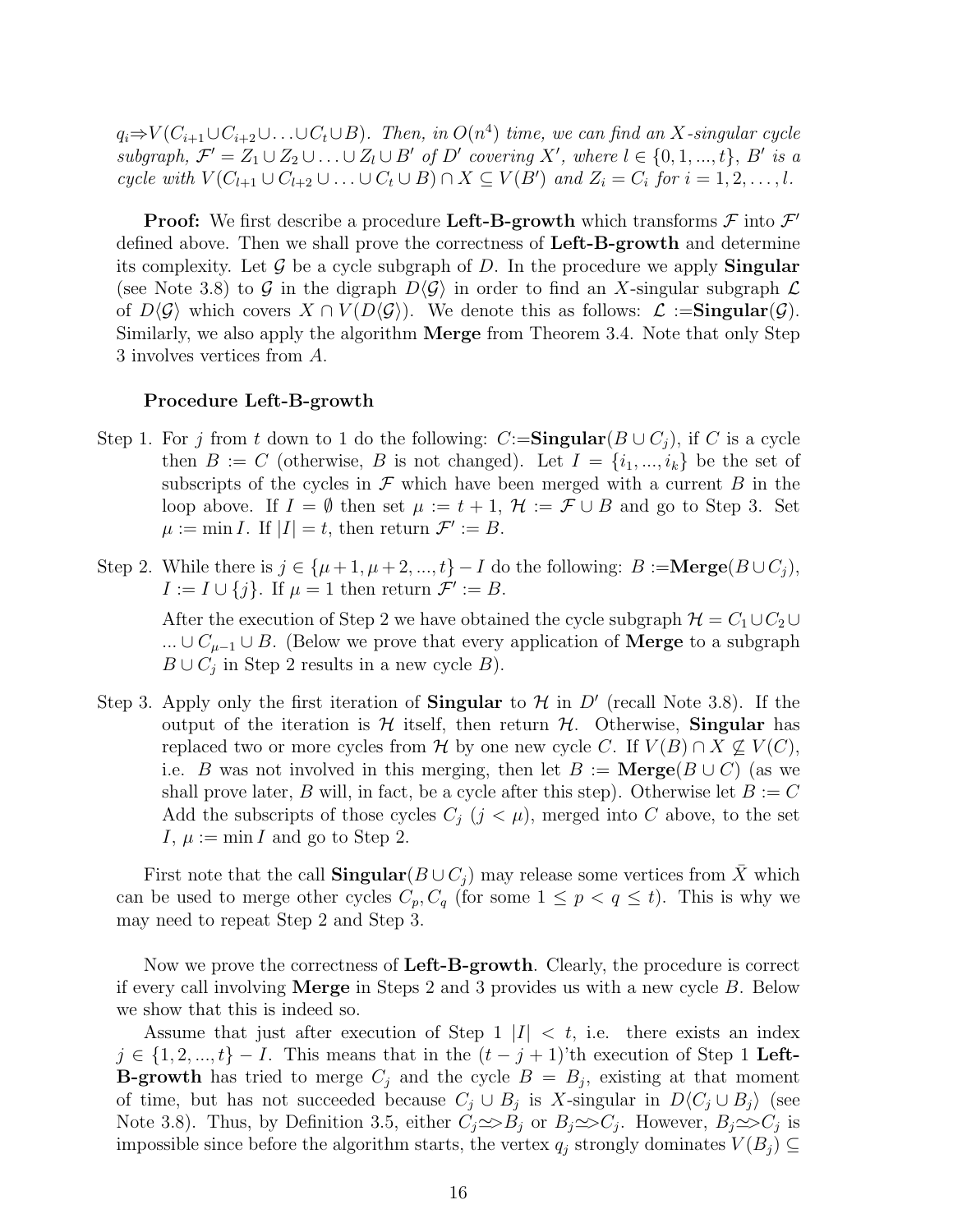*$q_i \Rightarrow V(C_{i+1} \cup C_{i+2} \cup \ldots \cup C_t \cup B)$. Then, in $O(n^4)$ time, we can find an $X$-singular cycle subgraph, $\mathcal{F}' = Z_1 \cup Z_2 \cup \ldots \cup Z_l \cup B'$ of $D'$ covering $X'$, where $l \in \{0, 1, ..., t\}$, $B'$ is a cycle with $V(C_{l+1} \cup C_{l+2} \cup \ldots \cup C_t \cup B) \cap X \subseteq V(B')$ and $Z_i = C_i$ for $i = 1, 2, \ldots, l$.*

**Proof:** We first describe a procedure **Left-B-growth** which transforms $\mathcal{F}$ into $\mathcal{F}'$ defined above. Then we shall prove the correctness of **Left-B-growth** and determine its complexity. Let $\mathcal{G}$ be a cycle subgraph of $D$. In the procedure we apply **Singular** (see Note 3.8) to $\mathcal{G}$ in the digraph $D\langle\mathcal{G}\rangle$ in order to find an $X$-singular subgraph $\mathcal{L}$ of $D\langle\mathcal{G}\rangle$ which covers $X \cap V(D\langle\mathcal{G}\rangle)$. We denote this as follows: $\mathcal{L}$ :=**Singular**$(\mathcal{G})$. Similarly, we also apply the algorithm **Merge** from Theorem 3.4. Note that only Step 3 involves vertices from $A$.

**Procedure Left-B-growth**

Step 1. For $j$ from $t$ down to 1 do the following: $C$:=**Singular**$(B \cup C_j)$, if $C$ is a cycle then $B := C$ (otherwise, $B$ is not changed). Let $I = \{i_1, ..., i_k\}$ be the set of subscripts of the cycles in $\mathcal{F}$ which have been merged with a current $B$ in the loop above. If $I = \emptyset$ then set $\mu := t + 1$, $\mathcal{H} := \mathcal{F} \cup B$ and go to Step 3. Set $\mu := \min I$. If $|I| = t$, then return $\mathcal{F}' := B$.

Step 2. While there is $j \in \{\mu + 1, \mu + 2, ..., t\} - I$ do the following: $B$ :=**Merge**$(B \cup C_j)$, $I := I \cup \{j\}$. If $\mu = 1$ then return $\mathcal{F}' := B$.

After the execution of Step 2 we have obtained the cycle subgraph $\mathcal{H} = C_1 \cup C_2 \cup \ldots \cup C_{\mu-1} \cup B$. (Below we prove that every application of **Merge** to a subgraph $B \cup C_j$ in Step 2 results in a new cycle $B$).

Step 3. Apply only the first iteration of **Singular** to $\mathcal{H}$ in $D'$ (recall Note 3.8). If the output of the iteration is $\mathcal{H}$ itself, then return $\mathcal{H}$. Otherwise, **Singular** has replaced two or more cycles from $\mathcal{H}$ by one new cycle $C$. If $V(B) \cap X \not\subseteq V(C)$, i.e. $B$ was not involved in this merging, then let $B :=$ **Merge**$(B \cup C)$ (as we shall prove later, $B$ will, in fact, be a cycle after this step). Otherwise let $B := C$ Add the subscripts of those cycles $C_j$ $(j < \mu)$, merged into $C$ above, to the set $I$, $\mu := \min I$ and go to Step 2.

First note that the call **Singular**$(B \cup C_j)$ may release some vertices from $\bar{X}$ which can be used to merge other cycles $C_p, C_q$ (for some $1 \leq p < q \leq t$). This is why we may need to repeat Step 2 and Step 3.

Now we prove the correctness of **Left-B-growth**. Clearly, the procedure is correct if every call involving **Merge** in Steps 2 and 3 provides us with a new cycle $B$. Below we show that this is indeed so.

Assume that just after execution of Step 1 $|I| < t$, i.e. there exists an index $j \in \{1, 2, ..., t\} - I$. This means that in the $(t - j + 1)$'th execution of Step 1 **Left-B-growth** has tried to merge $C_j$ and the cycle $B = B_j$, existing at that moment of time, but has not succeeded because $C_j \cup B_j$ is $X$-singular in $D\langle C_j \cup B_j\rangle$ (see Note 3.8). Thus, by Definition 3.5, either $C_j \Rightarrow B_j$ or $B_j \Rightarrow C_j$. However, $B_j \Rightarrow C_j$ is impossible since before the algorithm starts, the vertex $q_j$ strongly dominates $V(B_j) \subseteq$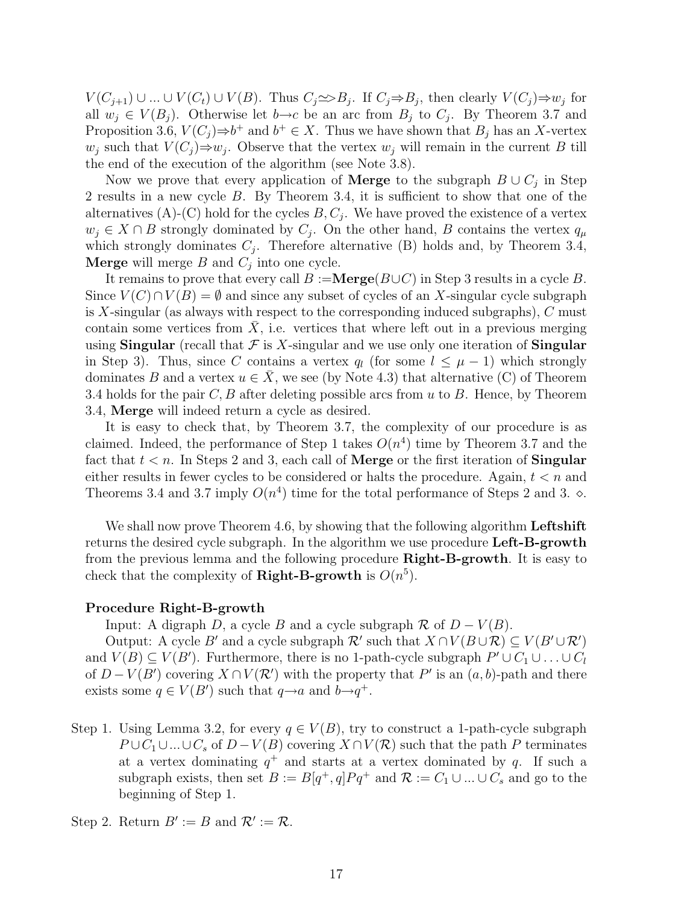$V(C_{j+1}) \cup ... \cup V(C_t) \cup V(B)$. Thus $C_j \simeq\!> B_j$. If $C_j \Rightarrow B_j$, then clearly $V(C_j) \Rightarrow w_j$ for all $w_j \in V(B_j)$. Otherwise let $b \to c$ be an arc from $B_j$ to $C_j$. By Theorem 3.7 and Proposition 3.6, $V(C_j) \Rightarrow b^+$ and $b^+ \in X$. Thus we have shown that $B_j$ has an $X$-vertex $w_j$ such that $V(C_j) \Rightarrow w_j$. Observe that the vertex $w_j$ will remain in the current $B$ till the end of the execution of the algorithm (see Note 3.8).

Now we prove that every application of **Merge** to the subgraph $B \cup C_j$ in Step 2 results in a new cycle $B$. By Theorem 3.4, it is sufficient to show that one of the alternatives (A)-(C) hold for the cycles $B, C_j$. We have proved the existence of a vertex $w_j \in X \cap B$ strongly dominated by $C_j$. On the other hand, $B$ contains the vertex $q_\mu$ which strongly dominates $C_j$. Therefore alternative (B) holds and, by Theorem 3.4, **Merge** will merge $B$ and $C_j$ into one cycle.

It remains to prove that every call $B :=$**Merge**$(B \cup C)$ in Step 3 results in a cycle $B$. Since $V(C) \cap V(B) = \emptyset$ and since any subset of cycles of an $X$-singular cycle subgraph is $X$-singular (as always with respect to the corresponding induced subgraphs), $C$ must contain some vertices from $\bar{X}$, i.e. vertices that where left out in a previous merging using **Singular** (recall that $\mathcal{F}$ is $X$-singular and we use only one iteration of **Singular** in Step 3). Thus, since $C$ contains a vertex $q_l$ (for some $l \leq \mu - 1$) which strongly dominates $B$ and a vertex $u \in \bar{X}$, we see (by Note 4.3) that alternative (C) of Theorem 3.4 holds for the pair $C, B$ after deleting possible arcs from $u$ to $B$. Hence, by Theorem 3.4, **Merge** will indeed return a cycle as desired.

It is easy to check that, by Theorem 3.7, the complexity of our procedure is as claimed. Indeed, the performance of Step 1 takes $O(n^4)$ time by Theorem 3.7 and the fact that $t < n$. In Steps 2 and 3, each call of **Merge** or the first iteration of **Singular** either results in fewer cycles to be considered or halts the procedure. Again, $t < n$ and Theorems 3.4 and 3.7 imply $O(n^4)$ time for the total performance of Steps 2 and 3. $\diamond$

We shall now prove Theorem 4.6, by showing that the following algorithm **Leftshift** returns the desired cycle subgraph. In the algorithm we use procedure **Left-B-growth** from the previous lemma and the following procedure **Right-B-growth**. It is easy to check that the complexity of **Right-B-growth** is $O(n^5)$.

**Procedure Right-B-growth**

Input: A digraph $D$, a cycle $B$ and a cycle subgraph $\mathcal{R}$ of $D - V(B)$.

Output: A cycle $B'$ and a cycle subgraph $\mathcal{R}'$ such that $X \cap V(B \cup \mathcal{R}) \subseteq V(B' \cup \mathcal{R}')$ and $V(B) \subseteq V(B')$. Furthermore, there is no 1-path-cycle subgraph $P' \cup C_1 \cup \ldots \cup C_l$ of $D - V(B')$ covering $X \cap V(\mathcal{R}')$ with the property that $P'$ is an $(a, b)$-path and there exists some $q \in V(B')$ such that $q \to a$ and $b \to q^+$.

Step 1. Using Lemma 3.2, for every $q \in V(B)$, try to construct a 1-path-cycle subgraph $P \cup C_1 \cup ... \cup C_s$ of $D - V(B)$ covering $X \cap V(\mathcal{R})$ such that the path $P$ terminates at a vertex dominating $q^+$ and starts at a vertex dominated by $q$. If such a subgraph exists, then set $B := B[q^+, q]Pq^+$ and $\mathcal{R} := C_1 \cup ... \cup C_s$ and go to the beginning of Step 1.

Step 2. Return $B' := B$ and $\mathcal{R}' := \mathcal{R}$.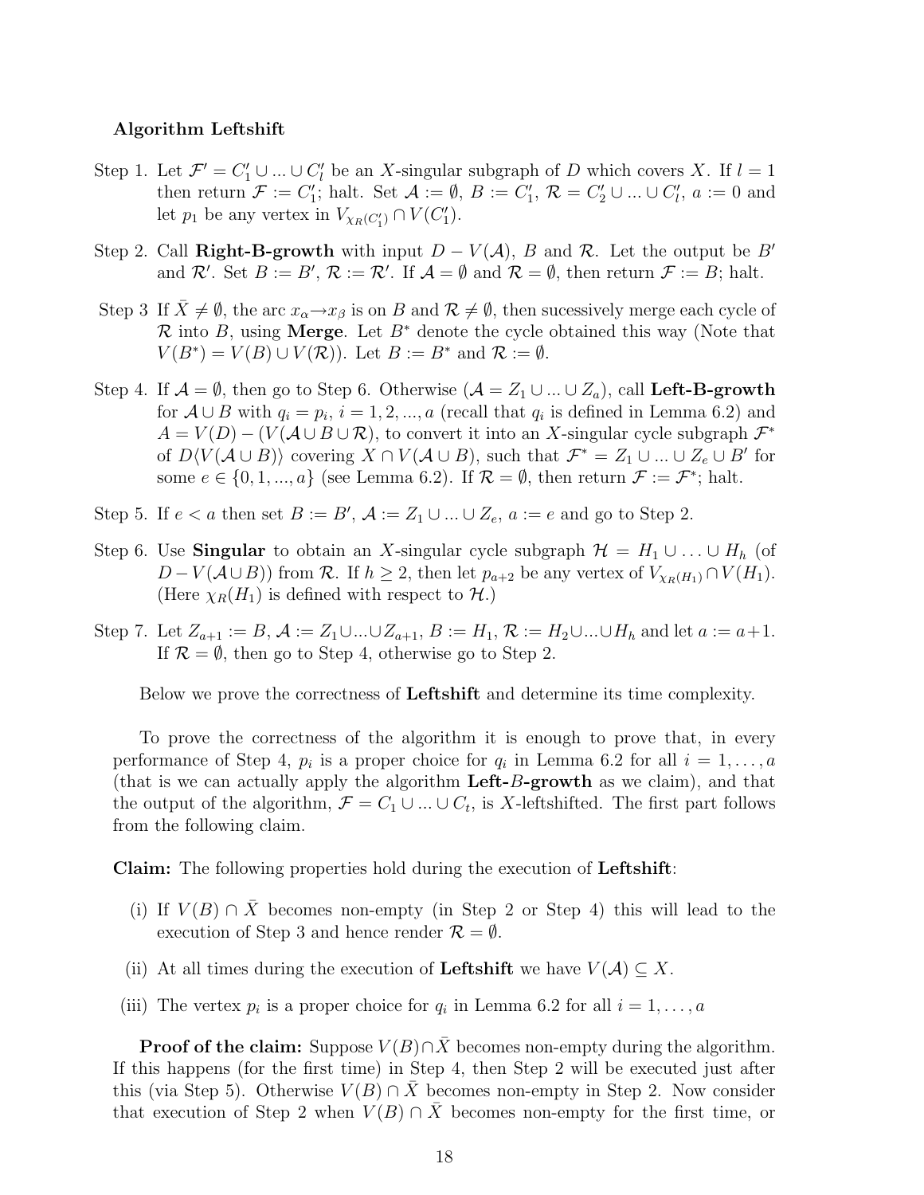**Algorithm Leftshift**

Step 1. Let $\mathcal{F}' = C'_1 \cup ... \cup C'_l$ be an $X$-singular subgraph of $D$ which covers $X$. If $l = 1$ then return $\mathcal{F} := C'_1$; halt. Set $\mathcal{A} := \emptyset$, $B := C'_1$, $\mathcal{R} = C'_2 \cup ... \cup C'_l$, $a := 0$ and let $p_1$ be any vertex in $V_{\chi_R(C'_1)} \cap V(C'_1)$.

Step 2. Call **Right-B-growth** with input $D - V(\mathcal{A})$, $B$ and $\mathcal{R}$. Let the output be $B'$ and $\mathcal{R}'$. Set $B := B'$, $\mathcal{R} := \mathcal{R}'$. If $\mathcal{A} = \emptyset$ and $\mathcal{R} = \emptyset$, then return $\mathcal{F} := B$; halt.

Step 3 If $\bar{X} \neq \emptyset$, the arc $x_\alpha \rightarrow x_\beta$ is on $B$ and $\mathcal{R} \neq \emptyset$, then sucessively merge each cycle of $\mathcal{R}$ into $B$, using **Merge**. Let $B^*$ denote the cycle obtained this way (Note that $V(B^*) = V(B) \cup V(\mathcal{R})$). Let $B := B^*$ and $\mathcal{R} := \emptyset$.

Step 4. If $\mathcal{A} = \emptyset$, then go to Step 6. Otherwise ($\mathcal{A} = Z_1 \cup ... \cup Z_a$), call **Left-B-growth** for $\mathcal{A} \cup B$ with $q_i = p_i$, $i = 1, 2, ..., a$ (recall that $q_i$ is defined in Lemma 6.2) and $A = V(D) - (V(\mathcal{A} \cup B \cup \mathcal{R})$, to convert it into an $X$-singular cycle subgraph $\mathcal{F}^*$ of $D\langle V(\mathcal{A} \cup B)\rangle$ covering $X \cap V(\mathcal{A} \cup B)$, such that $\mathcal{F}^* = Z_1 \cup ... \cup Z_e \cup B'$ for some $e \in \{0, 1, ..., a\}$ (see Lemma 6.2). If $\mathcal{R} = \emptyset$, then return $\mathcal{F} := \mathcal{F}^*$; halt.

Step 5. If $e < a$ then set $B := B'$, $\mathcal{A} := Z_1 \cup ... \cup Z_e$, $a := e$ and go to Step 2.

Step 6. Use **Singular** to obtain an $X$-singular cycle subgraph $\mathcal{H} = H_1 \cup \ldots \cup H_h$ (of $D - V(\mathcal{A} \cup B)$) from $\mathcal{R}$. If $h \geq 2$, then let $p_{a+2}$ be any vertex of $V_{\chi_R(H_1)} \cap V(H_1)$. (Here $\chi_R(H_1)$ is defined with respect to $\mathcal{H}$.)

Step 7. Let $Z_{a+1} := B$, $\mathcal{A} := Z_1 \cup ... \cup Z_{a+1}$, $B := H_1$, $\mathcal{R} := H_2 \cup ... \cup H_h$ and let $a := a+1$. If $\mathcal{R} = \emptyset$, then go to Step 4, otherwise go to Step 2.

Below we prove the correctness of **Leftshift** and determine its time complexity.

To prove the correctness of the algorithm it is enough to prove that, in every performance of Step 4, $p_i$ is a proper choice for $q_i$ in Lemma 6.2 for all $i = 1, \ldots, a$ (that is we can actually apply the algorithm **Left-$B$-growth** as we claim), and that the output of the algorithm, $\mathcal{F} = C_1 \cup ... \cup C_t$, is $X$-leftshifted. The first part follows from the following claim.

**Claim:** The following properties hold during the execution of **Leftshift**:

(i) If $V(B) \cap \bar{X}$ becomes non-empty (in Step 2 or Step 4) this will lead to the execution of Step 3 and hence render $\mathcal{R} = \emptyset$.

(ii) At all times during the execution of **Leftshift** we have $V(\mathcal{A}) \subseteq X$.

(iii) The vertex $p_i$ is a proper choice for $q_i$ in Lemma 6.2 for all $i = 1, \ldots, a$

**Proof of the claim:** Suppose $V(B) \cap \bar{X}$ becomes non-empty during the algorithm. If this happens (for the first time) in Step 4, then Step 2 will be executed just after this (via Step 5). Otherwise $V(B) \cap \bar{X}$ becomes non-empty in Step 2. Now consider that execution of Step 2 when $V(B) \cap \bar{X}$ becomes non-empty for the first time, or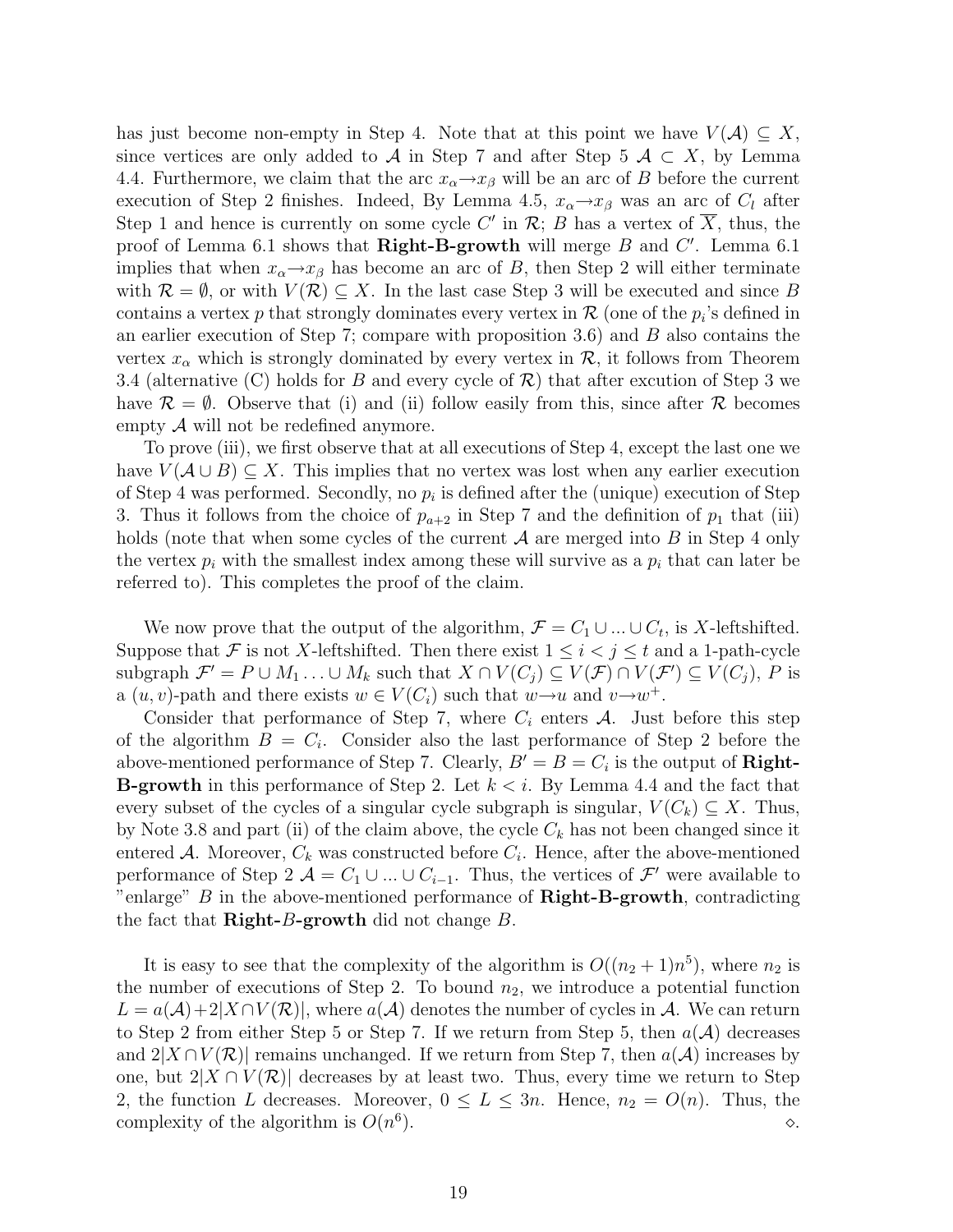has just become non-empty in Step 4. Note that at this point we have $V(\mathcal{A}) \subseteq X$, since vertices are only added to $\mathcal{A}$ in Step 7 and after Step 5 $\mathcal{A} \subset X$, by Lemma 4.4. Furthermore, we claim that the arc $x_\alpha \rightarrow x_\beta$ will be an arc of $B$ before the current execution of Step 2 finishes. Indeed, By Lemma 4.5, $x_\alpha \rightarrow x_\beta$ was an arc of $C_l$ after Step 1 and hence is currently on some cycle $C'$ in $\mathcal{R}$; $B$ has a vertex of $\overline{X}$, thus, the proof of Lemma 6.1 shows that **Right-B-growth** will merge $B$ and $C'$. Lemma 6.1 implies that when $x_\alpha \rightarrow x_\beta$ has become an arc of $B$, then Step 2 will either terminate with $\mathcal{R} = \emptyset$, or with $V(\mathcal{R}) \subseteq X$. In the last case Step 3 will be executed and since $B$ contains a vertex $p$ that strongly dominates every vertex in $\mathcal{R}$ (one of the $p_i$'s defined in an earlier execution of Step 7; compare with proposition 3.6) and $B$ also contains the vertex $x_\alpha$ which is strongly dominated by every vertex in $\mathcal{R}$, it follows from Theorem 3.4 (alternative (C) holds for $B$ and every cycle of $\mathcal{R}$) that after excution of Step 3 we have $\mathcal{R} = \emptyset$. Observe that (i) and (ii) follow easily from this, since after $\mathcal{R}$ becomes empty $\mathcal{A}$ will not be redefined anymore.

To prove (iii), we first observe that at all executions of Step 4, except the last one we have $V(\mathcal{A} \cup B) \subseteq X$. This implies that no vertex was lost when any earlier execution of Step 4 was performed. Secondly, no $p_i$ is defined after the (unique) execution of Step 3. Thus it follows from the choice of $p_{a+2}$ in Step 7 and the definition of $p_1$ that (iii) holds (note that when some cycles of the current $\mathcal{A}$ are merged into $B$ in Step 4 only the vertex $p_i$ with the smallest index among these will survive as a $p_i$ that can later be referred to). This completes the proof of the claim.

We now prove that the output of the algorithm, $\mathcal{F} = C_1 \cup ... \cup C_t$, is $X$-leftshifted. Suppose that $\mathcal{F}$ is not $X$-leftshifted. Then there exist $1 \leq i < j \leq t$ and a 1-path-cycle subgraph $\mathcal{F}' = P \cup M_1 \ldots \cup M_k$ such that $X \cap V(C_j) \subseteq V(\mathcal{F}) \cap V(\mathcal{F}') \subseteq V(C_j)$, $P$ is a $(u, v)$-path and there exists $w \in V(C_i)$ such that $w \rightarrow u$ and $v \rightarrow w^+$.

Consider that performance of Step 7, where $C_i$ enters $\mathcal{A}$. Just before this step of the algorithm $B = C_i$. Consider also the last performance of Step 2 before the above-mentioned performance of Step 7. Clearly, $B' = B = C_i$ is the output of **Right-B-growth** in this performance of Step 2. Let $k < i$. By Lemma 4.4 and the fact that every subset of the cycles of a singular cycle subgraph is singular, $V(C_k) \subseteq X$. Thus, by Note 3.8 and part (ii) of the claim above, the cycle $C_k$ has not been changed since it entered $\mathcal{A}$. Moreover, $C_k$ was constructed before $C_i$. Hence, after the above-mentioned performance of Step 2 $\mathcal{A} = C_1 \cup ... \cup C_{i-1}$. Thus, the vertices of $\mathcal{F}'$ were available to "enlarge" $B$ in the above-mentioned performance of **Right-B-growth**, contradicting the fact that **Right-$B$-growth** did not change $B$.

It is easy to see that the complexity of the algorithm is $O((n_2 + 1)n^5)$, where $n_2$ is the number of executions of Step 2. To bound $n_2$, we introduce a potential function $L = a(\mathcal{A}) + 2|X \cap V(\mathcal{R})|$, where $a(\mathcal{A})$ denotes the number of cycles in $\mathcal{A}$. We can return to Step 2 from either Step 5 or Step 7. If we return from Step 5, then $a(\mathcal{A})$ decreases and $2|X \cap V(\mathcal{R})|$ remains unchanged. If we return from Step 7, then $a(\mathcal{A})$ increases by one, but $2|X \cap V(\mathcal{R})|$ decreases by at least two. Thus, every time we return to Step 2, the function $L$ decreases. Moreover, $0 \leq L \leq 3n$. Hence, $n_2 = O(n)$. Thus, the complexity of the algorithm is $O(n^6)$. $\diamond$.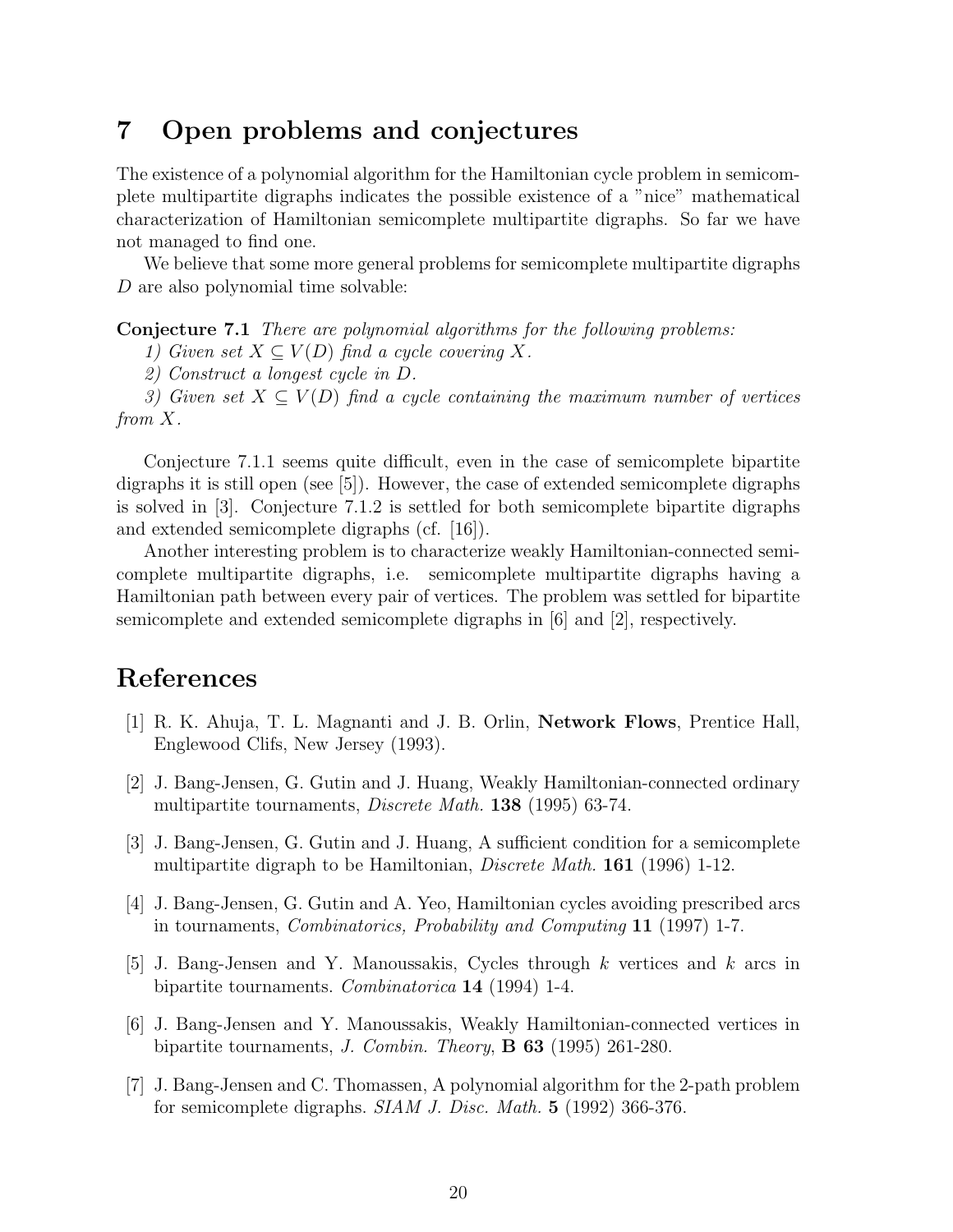# 7 Open problems and conjectures

The existence of a polynomial algorithm for the Hamiltonian cycle problem in semicomplete multipartite digraphs indicates the possible existence of a "nice" mathematical characterization of Hamiltonian semicomplete multipartite digraphs. So far we have not managed to find one.

We believe that some more general problems for semicomplete multipartite digraphs $D$ are also polynomial time solvable:

**Conjecture 7.1** *There are polynomial algorithms for the following problems:*

*1) Given set $X \subseteq V(D)$ find a cycle covering $X$.*

*2) Construct a longest cycle in $D$.*

*3) Given set $X \subseteq V(D)$ find a cycle containing the maximum number of vertices from $X$.*

Conjecture 7.1.1 seems quite difficult, even in the case of semicomplete bipartite digraphs it is still open (see [5]). However, the case of extended semicomplete digraphs is solved in [3]. Conjecture 7.1.2 is settled for both semicomplete bipartite digraphs and extended semicomplete digraphs (cf. [16]).

Another interesting problem is to characterize weakly Hamiltonian-connected semicomplete multipartite digraphs, i.e. semicomplete multipartite digraphs having a Hamiltonian path between every pair of vertices. The problem was settled for bipartite semicomplete and extended semicomplete digraphs in [6] and [2], respectively.

# References

[1] R. K. Ahuja, T. L. Magnanti and J. B. Orlin, **Network Flows**, Prentice Hall, Englewood Clifs, New Jersey (1993).

[2] J. Bang-Jensen, G. Gutin and J. Huang, Weakly Hamiltonian-connected ordinary multipartite tournaments, *Discrete Math.* **138** (1995) 63-74.

[3] J. Bang-Jensen, G. Gutin and J. Huang, A sufficient condition for a semicomplete multipartite digraph to be Hamiltonian, *Discrete Math.* **161** (1996) 1-12.

[4] J. Bang-Jensen, G. Gutin and A. Yeo, Hamiltonian cycles avoiding prescribed arcs in tournaments, *Combinatorics, Probability and Computing* **11** (1997) 1-7.

[5] J. Bang-Jensen and Y. Manoussakis, Cycles through $k$ vertices and $k$ arcs in bipartite tournaments. *Combinatorica* **14** (1994) 1-4.

[6] J. Bang-Jensen and Y. Manoussakis, Weakly Hamiltonian-connected vertices in bipartite tournaments, *J. Combin. Theory*, **B 63** (1995) 261-280.

[7] J. Bang-Jensen and C. Thomassen, A polynomial algorithm for the 2-path problem for semicomplete digraphs. *SIAM J. Disc. Math.* **5** (1992) 366-376.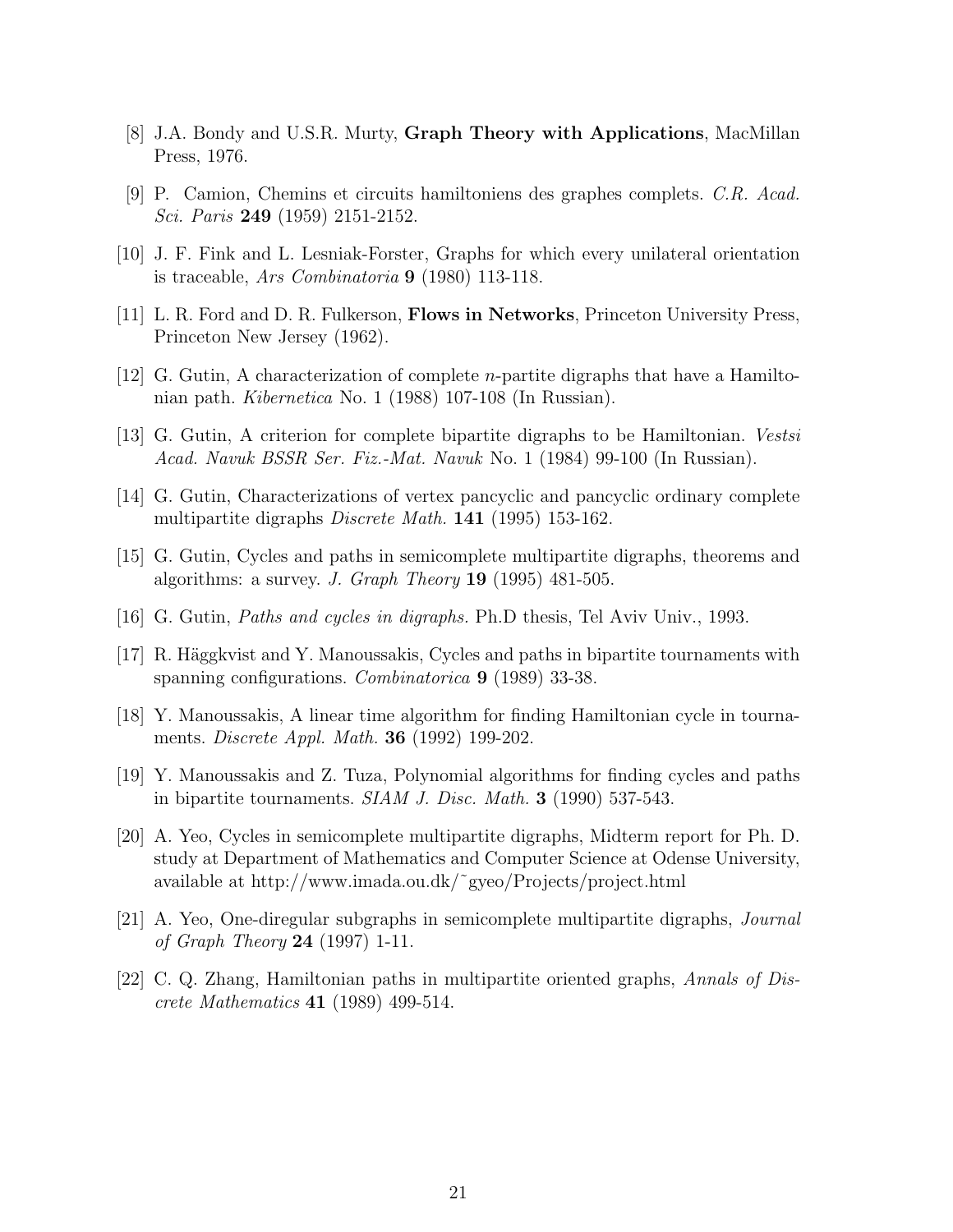[8] J.A. Bondy and U.S.R. Murty, **Graph Theory with Applications**, MacMillan Press, 1976.

[9] P. Camion, Chemins et circuits hamiltoniens des graphes complets. *C.R. Acad. Sci. Paris* **249** (1959) 2151-2152.

[10] J. F. Fink and L. Lesniak-Forster, Graphs for which every unilateral orientation is traceable, *Ars Combinatoria* **9** (1980) 113-118.

[11] L. R. Ford and D. R. Fulkerson, **Flows in Networks**, Princeton University Press, Princeton New Jersey (1962).

[12] G. Gutin, A characterization of complete $n$-partite digraphs that have a Hamiltonian path. *Kibernetica* No. 1 (1988) 107-108 (In Russian).

[13] G. Gutin, A criterion for complete bipartite digraphs to be Hamiltonian. *Vestsi Acad. Navuk BSSR Ser. Fiz.-Mat. Navuk* No. 1 (1984) 99-100 (In Russian).

[14] G. Gutin, Characterizations of vertex pancyclic and pancyclic ordinary complete multipartite digraphs *Discrete Math.* **141** (1995) 153-162.

[15] G. Gutin, Cycles and paths in semicomplete multipartite digraphs, theorems and algorithms: a survey. *J. Graph Theory* **19** (1995) 481-505.

[16] G. Gutin, *Paths and cycles in digraphs.* Ph.D thesis, Tel Aviv Univ., 1993.

[17] R. Häggkvist and Y. Manoussakis, Cycles and paths in bipartite tournaments with spanning configurations. *Combinatorica* **9** (1989) 33-38.

[18] Y. Manoussakis, A linear time algorithm for finding Hamiltonian cycle in tournaments. *Discrete Appl. Math.* **36** (1992) 199-202.

[19] Y. Manoussakis and Z. Tuza, Polynomial algorithms for finding cycles and paths in bipartite tournaments. *SIAM J. Disc. Math.* **3** (1990) 537-543.

[20] A. Yeo, Cycles in semicomplete multipartite digraphs, Midterm report for Ph. D. study at Department of Mathematics and Computer Science at Odense University, available at http://www.imada.ou.dk/˜gyeo/Projects/project.html

[21] A. Yeo, One-diregular subgraphs in semicomplete multipartite digraphs, *Journal of Graph Theory* **24** (1997) 1-11.

[22] C. Q. Zhang, Hamiltonian paths in multipartite oriented graphs, *Annals of Discrete Mathematics* **41** (1989) 499-514.